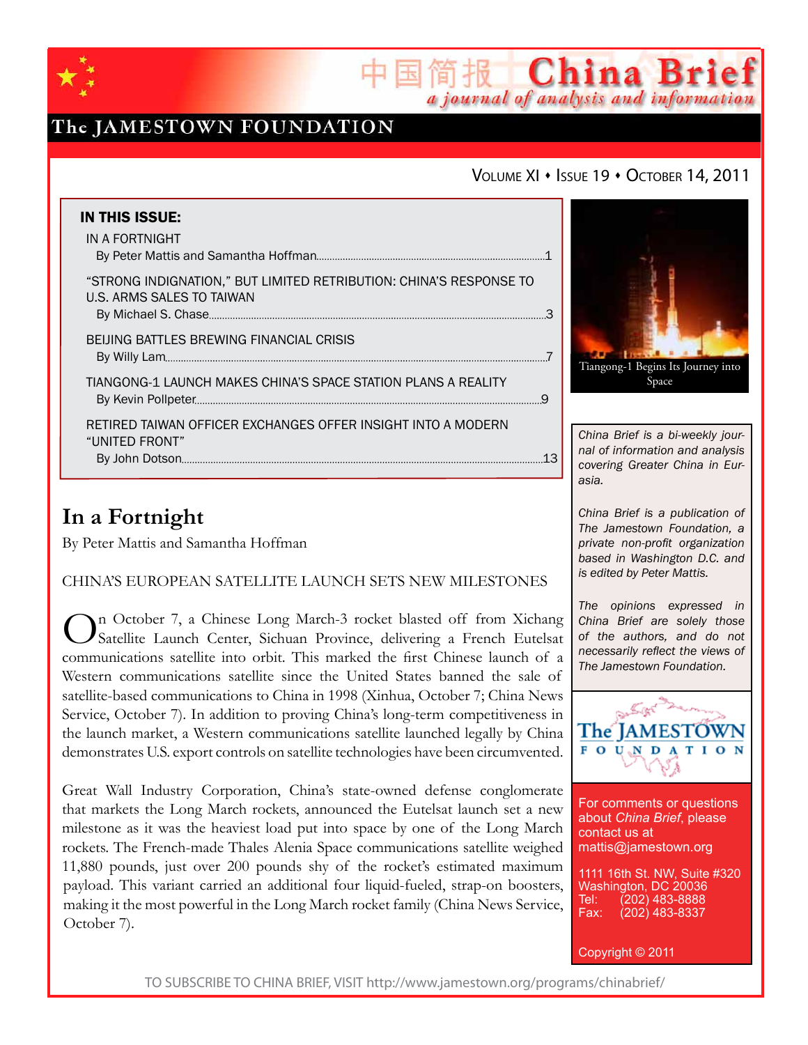# China Brief

*a journal of analysis and information*

The JAMESTOWN FOUNDATION

VOLUME XI • ISSUE 19 • OCTOBER 14, 2011

**IN THIS ISSUE:**

IN A FORTNIGHT
By Peter Mattis and Samantha Hoffman....1

"STRONG INDIGNATION," BUT LIMITED RETRIBUTION: CHINA'S RESPONSE TO U.S. ARMS SALES TO TAIWAN
By Michael S. Chase....3

BEIJING BATTLES BREWING FINANCIAL CRISIS
By Willy Lam....7

TIANGONG-1 LAUNCH MAKES CHINA'S SPACE STATION PLANS A REALITY
By Kevin Pollpeter....9

RETIRED TAIWAN OFFICER EXCHANGES OFFER INSIGHT INTO A MODERN "UNITED FRONT"
By John Dotson....13

Tiangong-1 Begins Its Journey into Space

*China Brief is a bi-weekly journal of information and analysis covering Greater China in Eurasia.*

*China Brief is a publication of The Jamestown Foundation, a private non-profit organization based in Washington D.C. and is edited by Peter Mattis.*

*The opinions expressed in China Brief are solely those of the authors, and do not necessarily reflect the views of The Jamestown Foundation.*

For comments or questions about *China Brief*, please contact us at mattis@jamestown.org

1111 16th St. NW, Suite #320
Washington, DC 20036
Tel: (202) 483-8888
Fax: (202) 483-8337

Copyright © 2011

## In a Fortnight

By Peter Mattis and Samantha Hoffman

CHINA'S EUROPEAN SATELLITE LAUNCH SETS NEW MILESTONES

On October 7, a Chinese Long March-3 rocket blasted off from Xichang Satellite Launch Center, Sichuan Province, delivering a French Eutelsat communications satellite into orbit. This marked the first Chinese launch of a Western communications satellite since the United States banned the sale of satellite-based communications to China in 1998 (Xinhua, October 7; China News Service, October 7). In addition to proving China's long-term competitiveness in the launch market, a Western communications satellite launched legally by China demonstrates U.S. export controls on satellite technologies have been circumvented.

Great Wall Industry Corporation, China's state-owned defense conglomerate that markets the Long March rockets, announced the Eutelsat launch set a new milestone as it was the heaviest load put into space by one of the Long March rockets. The French-made Thales Alenia Space communications satellite weighed 11,880 pounds, just over 200 pounds shy of the rocket's estimated maximum payload. This variant carried an additional four liquid-fueled, strap-on boosters, making it the most powerful in the Long March rocket family (China News Service, October 7).

TO SUBSCRIBE TO CHINA BRIEF, VISIT http://www.jamestown.org/programs/chinabrief/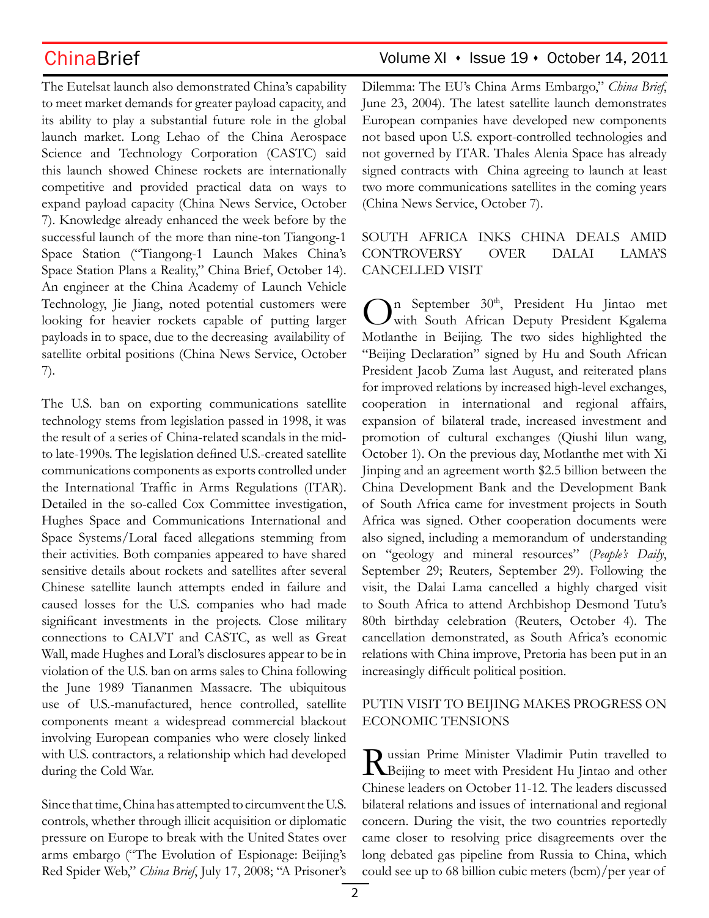The Eutelsat launch also demonstrated China's capability to meet market demands for greater payload capacity, and its ability to play a substantial future role in the global launch market. Long Lehao of the China Aerospace Science and Technology Corporation (CASTC) said this launch showed Chinese rockets are internationally competitive and provided practical data on ways to expand payload capacity (China News Service, October 7). Knowledge already enhanced the week before by the successful launch of the more than nine-ton Tiangong-1 Space Station ("Tiangong-1 Launch Makes China's Space Station Plans a Reality," China Brief, October 14). An engineer at the China Academy of Launch Vehicle Technology, Jie Jiang, noted potential customers were looking for heavier rockets capable of putting larger payloads in to space, due to the decreasing availability of satellite orbital positions (China News Service, October 7).

The U.S. ban on exporting communications satellite technology stems from legislation passed in 1998, it was the result of a series of China-related scandals in the mid- to late-1990s. The legislation defined U.S.-created satellite communications components as exports controlled under the International Traffic in Arms Regulations (ITAR). Detailed in the so-called Cox Committee investigation, Hughes Space and Communications International and Space Systems/Loral faced allegations stemming from their activities. Both companies appeared to have shared sensitive details about rockets and satellites after several Chinese satellite launch attempts ended in failure and caused losses for the U.S. companies who had made significant investments in the projects. Close military connections to CALVT and CASTC, as well as Great Wall, made Hughes and Loral's disclosures appear to be in violation of the U.S. ban on arms sales to China following the June 1989 Tiananmen Massacre. The ubiquitous use of U.S.-manufactured, hence controlled, satellite components meant a widespread commercial blackout involving European companies who were closely linked with U.S. contractors, a relationship which had developed during the Cold War.

Since that time, China has attempted to circumvent the U.S. controls, whether through illicit acquisition or diplomatic pressure on Europe to break with the United States over arms embargo ("The Evolution of Espionage: Beijing's Red Spider Web," *China Brief*, July 17, 2008; "A Prisoner's Dilemma: The EU's China Arms Embargo," *China Brief*, June 23, 2004). The latest satellite launch demonstrates European companies have developed new components not based upon U.S. export-controlled technologies and not governed by ITAR. Thales Alenia Space has already signed contracts with China agreeing to launch at least two more communications satellites in the coming years (China News Service, October 7).

## SOUTH AFRICA INKS CHINA DEALS AMID CONTROVERSY OVER DALAI LAMA'S CANCELLED VISIT

On September 30th, President Hu Jintao met with South African Deputy President Kgalema Motlanthe in Beijing. The two sides highlighted the "Beijing Declaration" signed by Hu and South African President Jacob Zuma last August, and reiterated plans for improved relations by increased high-level exchanges, cooperation in international and regional affairs, expansion of bilateral trade, increased investment and promotion of cultural exchanges (Qiushi lilun wang, October 1). On the previous day, Motlanthe met with Xi Jinping and an agreement worth $2.5 billion between the China Development Bank and the Development Bank of South Africa came for investment projects in South Africa was signed. Other cooperation documents were also signed, including a memorandum of understanding on "geology and mineral resources" (*People's Daily*, September 29; Reuters*,* September 29). Following the visit, the Dalai Lama cancelled a highly charged visit to South Africa to attend Archbishop Desmond Tutu's 80th birthday celebration (Reuters, October 4). The cancellation demonstrated, as South Africa's economic relations with China improve, Pretoria has been put in an increasingly difficult political position.

## PUTIN VISIT TO BEIJING MAKES PROGRESS ON ECONOMIC TENSIONS

Russian Prime Minister Vladimir Putin travelled to Beijing to meet with President Hu Jintao and other Chinese leaders on October 11-12. The leaders discussed bilateral relations and issues of international and regional concern. During the visit, the two countries reportedly came closer to resolving price disagreements over the long debated gas pipeline from Russia to China, which could see up to 68 billion cubic meters (bcm)/per year of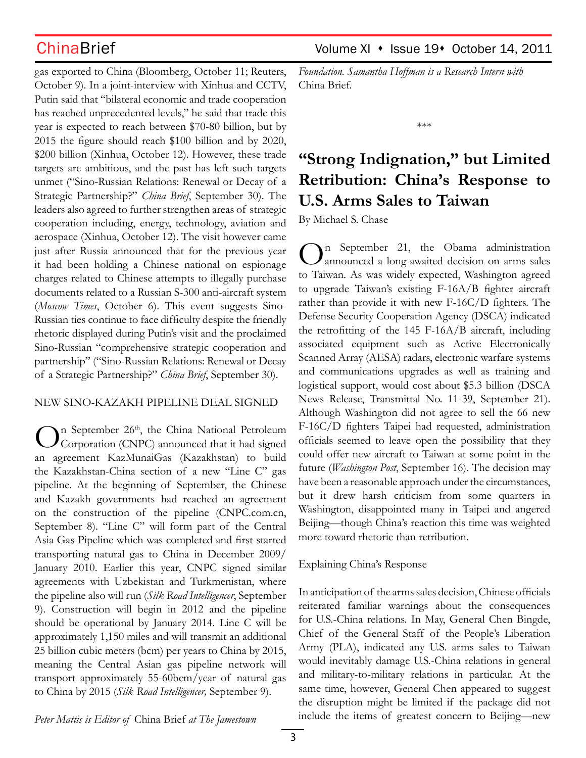gas exported to China (Bloomberg, October 11; Reuters, October 9). In a joint-interview with Xinhua and CCTV, Putin said that "bilateral economic and trade cooperation has reached unprecedented levels," he said that trade this year is expected to reach between $70-80 billion, but by 2015 the figure should reach $100 billion and by 2020, $200 billion (Xinhua, October 12). However, these trade targets are ambitious, and the past has left such targets unmet ("Sino-Russian Relations: Renewal or Decay of a Strategic Partnership?" *China Brief*, September 30). The leaders also agreed to further strengthen areas of strategic cooperation including, energy, technology, aviation and aerospace (Xinhua, October 12). The visit however came just after Russia announced that for the previous year it had been holding a Chinese national on espionage charges related to Chinese attempts to illegally purchase documents related to a Russian S-300 anti-aircraft system (*Moscow Times*, October 6). This event suggests Sino-Russian ties continue to face difficulty despite the friendly rhetoric displayed during Putin's visit and the proclaimed Sino-Russian "comprehensive strategic cooperation and partnership" ("Sino-Russian Relations: Renewal or Decay of a Strategic Partnership?" *China Brief*, September 30).

## NEW SINO-KAZAKH PIPELINE DEAL SIGNED

On September 26th, the China National Petroleum Corporation (CNPC) announced that it had signed an agreement KazMunaiGas (Kazakhstan) to build the Kazakhstan-China section of a new "Line C" gas pipeline. At the beginning of September, the Chinese and Kazakh governments had reached an agreement on the construction of the pipeline (CNPC.com.cn, September 8). "Line C" will form part of the Central Asia Gas Pipeline which was completed and first started transporting natural gas to China in December 2009/ January 2010. Earlier this year, CNPC signed similar agreements with Uzbekistan and Turkmenistan, where the pipeline also will run (*Silk Road Intelligencer*, September 9). Construction will begin in 2012 and the pipeline should be operational by January 2014. Line C will be approximately 1,150 miles and will transmit an additional 25 billion cubic meters (bcm) per years to China by 2015, meaning the Central Asian gas pipeline network will transport approximately 55-60bcm/year of natural gas to China by 2015 (*Silk Road Intelligencer,* September 9).

*Peter Mattis is Editor of* China Brief *at The Jamestown Foundation. Samantha Hoffman is a Research Intern with* China Brief.

\*\*\*

# "Strong Indignation," but Limited Retribution: China's Response to U.S. Arms Sales to Taiwan

By Michael S. Chase

On September 21, the Obama administration announced a long-awaited decision on arms sales to Taiwan. As was widely expected, Washington agreed to upgrade Taiwan's existing F-16A/B fighter aircraft rather than provide it with new F-16C/D fighters. The Defense Security Cooperation Agency (DSCA) indicated the retrofitting of the 145 F-16A/B aircraft, including associated equipment such as Active Electronically Scanned Array (AESA) radars, electronic warfare systems and communications upgrades as well as training and logistical support, would cost about $5.3 billion (DSCA News Release, Transmittal No. 11-39, September 21). Although Washington did not agree to sell the 66 new F-16C/D fighters Taipei had requested, administration officials seemed to leave open the possibility that they could offer new aircraft to Taiwan at some point in the future (*Washington Post*, September 16). The decision may have been a reasonable approach under the circumstances, but it drew harsh criticism from some quarters in Washington, disappointed many in Taipei and angered Beijing—though China's reaction this time was weighted more toward rhetoric than retribution.

## Explaining China's Response

In anticipation of the arms sales decision, Chinese officials reiterated familiar warnings about the consequences for U.S.-China relations. In May, General Chen Bingde, Chief of the General Staff of the People's Liberation Army (PLA), indicated any U.S. arms sales to Taiwan would inevitably damage U.S.-China relations in general and military-to-military relations in particular. At the same time, however, General Chen appeared to suggest the disruption might be limited if the package did not include the items of greatest concern to Beijing—new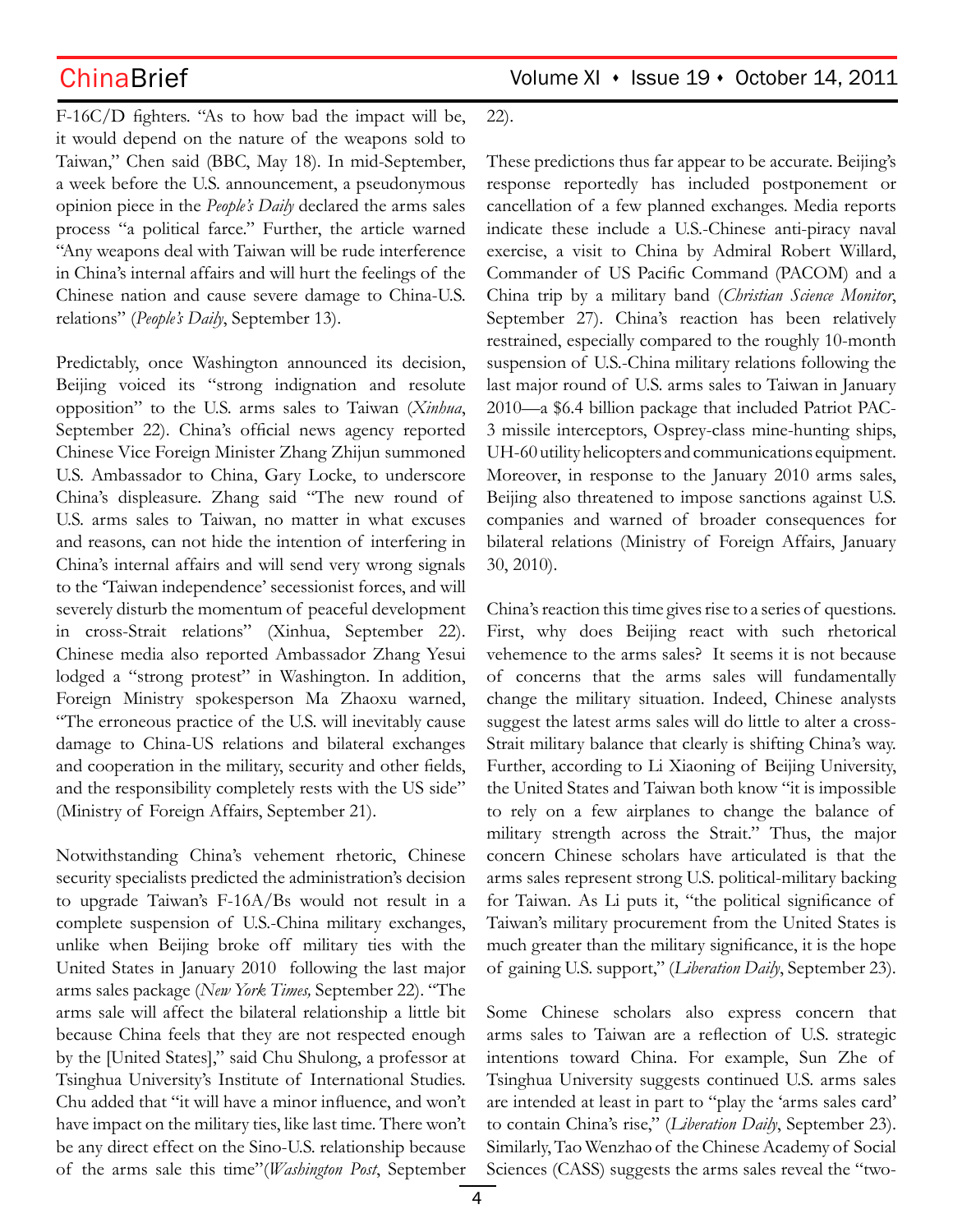F-16C/D fighters. "As to how bad the impact will be, it would depend on the nature of the weapons sold to Taiwan," Chen said (BBC, May 18). In mid-September, a week before the U.S. announcement, a pseudonymous opinion piece in the *People's Daily* declared the arms sales process "a political farce." Further, the article warned "Any weapons deal with Taiwan will be rude interference in China's internal affairs and will hurt the feelings of the Chinese nation and cause severe damage to China-U.S. relations" (*People's Daily*, September 13).

Predictably, once Washington announced its decision, Beijing voiced its "strong indignation and resolute opposition" to the U.S. arms sales to Taiwan (*Xinhua*, September 22). China's official news agency reported Chinese Vice Foreign Minister Zhang Zhijun summoned U.S. Ambassador to China, Gary Locke, to underscore China's displeasure. Zhang said "The new round of U.S. arms sales to Taiwan, no matter in what excuses and reasons, can not hide the intention of interfering in China's internal affairs and will send very wrong signals to the 'Taiwan independence' secessionist forces, and will severely disturb the momentum of peaceful development in cross-Strait relations" (Xinhua, September 22). Chinese media also reported Ambassador Zhang Yesui lodged a "strong protest" in Washington. In addition, Foreign Ministry spokesperson Ma Zhaoxu warned, "The erroneous practice of the U.S. will inevitably cause damage to China-US relations and bilateral exchanges and cooperation in the military, security and other fields, and the responsibility completely rests with the US side" (Ministry of Foreign Affairs, September 21).

Notwithstanding China's vehement rhetoric, Chinese security specialists predicted the administration's decision to upgrade Taiwan's F-16A/Bs would not result in a complete suspension of U.S.-China military exchanges, unlike when Beijing broke off military ties with the United States in January 2010 following the last major arms sales package (*New York Times,* September 22). "The arms sale will affect the bilateral relationship a little bit because China feels that they are not respected enough by the [United States]," said Chu Shulong, a professor at Tsinghua University's Institute of International Studies. Chu added that "it will have a minor influence, and won't have impact on the military ties, like last time. There won't be any direct effect on the Sino-U.S. relationship because of the arms sale this time"(*Washington Post*, September 22).

These predictions thus far appear to be accurate. Beijing's response reportedly has included postponement or cancellation of a few planned exchanges. Media reports indicate these include a U.S.-Chinese anti-piracy naval exercise, a visit to China by Admiral Robert Willard, Commander of US Pacific Command (PACOM) and a China trip by a military band (*Christian Science Monitor*, September 27). China's reaction has been relatively restrained, especially compared to the roughly 10-month suspension of U.S.-China military relations following the last major round of U.S. arms sales to Taiwan in January 2010—a $6.4 billion package that included Patriot PAC-3 missile interceptors, Osprey-class mine-hunting ships, UH-60 utility helicopters and communications equipment. Moreover, in response to the January 2010 arms sales, Beijing also threatened to impose sanctions against U.S. companies and warned of broader consequences for bilateral relations (Ministry of Foreign Affairs, January 30, 2010).

China's reaction this time gives rise to a series of questions. First, why does Beijing react with such rhetorical vehemence to the arms sales? It seems it is not because of concerns that the arms sales will fundamentally change the military situation. Indeed, Chinese analysts suggest the latest arms sales will do little to alter a cross-Strait military balance that clearly is shifting China's way. Further, according to Li Xiaoning of Beijing University, the United States and Taiwan both know "it is impossible to rely on a few airplanes to change the balance of military strength across the Strait." Thus, the major concern Chinese scholars have articulated is that the arms sales represent strong U.S. political-military backing for Taiwan. As Li puts it, "the political significance of Taiwan's military procurement from the United States is much greater than the military significance, it is the hope of gaining U.S. support," (*Liberation Daily*, September 23).

Some Chinese scholars also express concern that arms sales to Taiwan are a reflection of U.S. strategic intentions toward China. For example, Sun Zhe of Tsinghua University suggests continued U.S. arms sales are intended at least in part to "play the 'arms sales card' to contain China's rise," (*Liberation Daily*, September 23). Similarly, Tao Wenzhao of the Chinese Academy of Social Sciences (CASS) suggests the arms sales reveal the "two-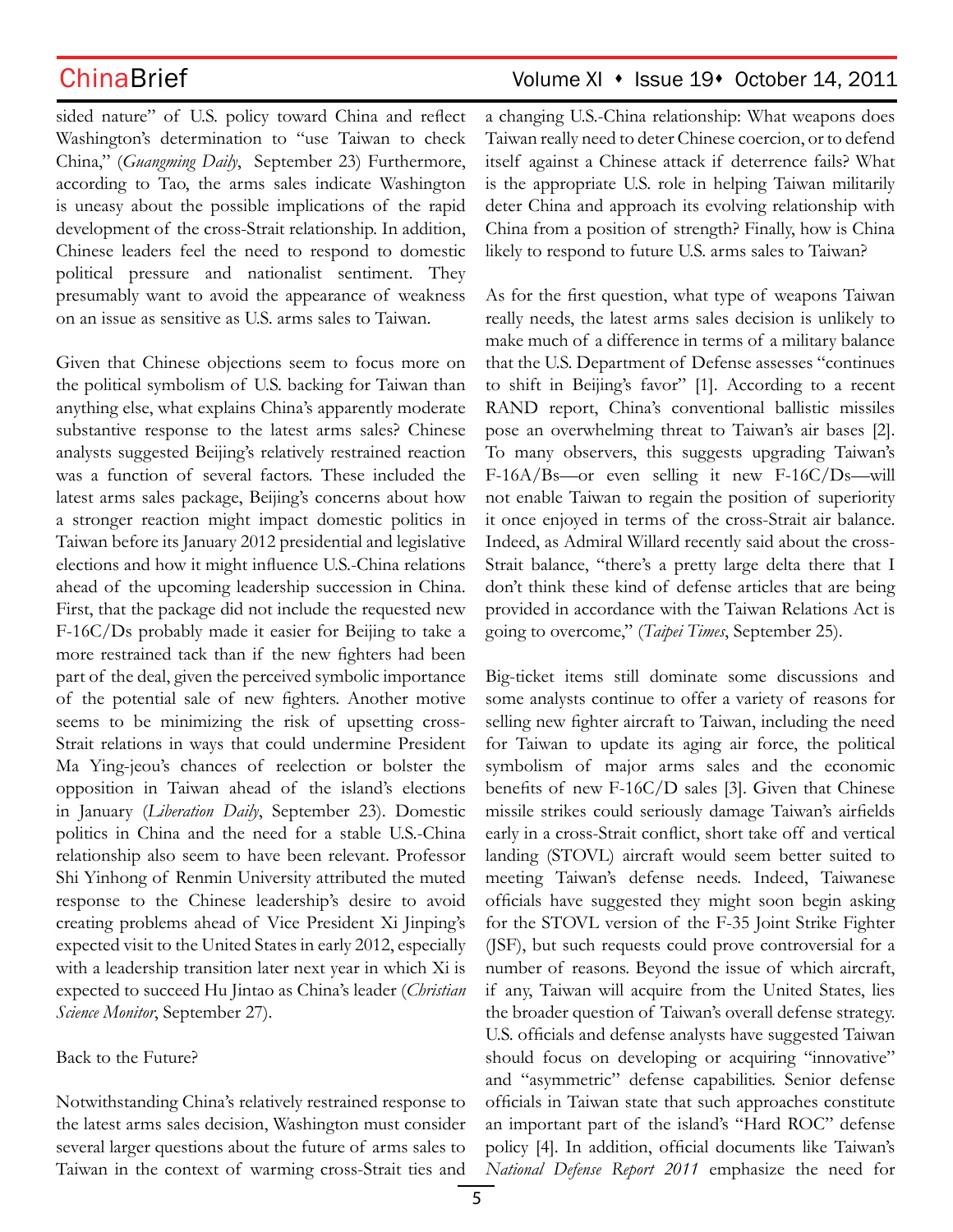sided nature" of U.S. policy toward China and reflect Washington's determination to "use Taiwan to check China," (*Guangming Daily*, September 23) Furthermore, according to Tao, the arms sales indicate Washington is uneasy about the possible implications of the rapid development of the cross-Strait relationship. In addition, Chinese leaders feel the need to respond to domestic political pressure and nationalist sentiment. They presumably want to avoid the appearance of weakness on an issue as sensitive as U.S. arms sales to Taiwan.

Given that Chinese objections seem to focus more on the political symbolism of U.S. backing for Taiwan than anything else, what explains China's apparently moderate substantive response to the latest arms sales? Chinese analysts suggested Beijing's relatively restrained reaction was a function of several factors. These included the latest arms sales package, Beijing's concerns about how a stronger reaction might impact domestic politics in Taiwan before its January 2012 presidential and legislative elections and how it might influence U.S.-China relations ahead of the upcoming leadership succession in China. First, that the package did not include the requested new F-16C/Ds probably made it easier for Beijing to take a more restrained tack than if the new fighters had been part of the deal, given the perceived symbolic importance of the potential sale of new fighters. Another motive seems to be minimizing the risk of upsetting cross-Strait relations in ways that could undermine President Ma Ying-jeou's chances of reelection or bolster the opposition in Taiwan ahead of the island's elections in January (*Liberation Daily*, September 23). Domestic politics in China and the need for a stable U.S.-China relationship also seem to have been relevant. Professor Shi Yinhong of Renmin University attributed the muted response to the Chinese leadership's desire to avoid creating problems ahead of Vice President Xi Jinping's expected visit to the United States in early 2012, especially with a leadership transition later next year in which Xi is expected to succeed Hu Jintao as China's leader (*Christian Science Monitor*, September 27).

Back to the Future?

Notwithstanding China's relatively restrained response to the latest arms sales decision, Washington must consider several larger questions about the future of arms sales to Taiwan in the context of warming cross-Strait ties and a changing U.S.-China relationship: What weapons does Taiwan really need to deter Chinese coercion, or to defend itself against a Chinese attack if deterrence fails? What is the appropriate U.S. role in helping Taiwan militarily deter China and approach its evolving relationship with China from a position of strength? Finally, how is China likely to respond to future U.S. arms sales to Taiwan?

As for the first question, what type of weapons Taiwan really needs, the latest arms sales decision is unlikely to make much of a difference in terms of a military balance that the U.S. Department of Defense assesses "continues to shift in Beijing's favor" [1]. According to a recent RAND report, China's conventional ballistic missiles pose an overwhelming threat to Taiwan's air bases [2]. To many observers, this suggests upgrading Taiwan's F-16A/Bs—or even selling it new F-16C/Ds—will not enable Taiwan to regain the position of superiority it once enjoyed in terms of the cross-Strait air balance. Indeed, as Admiral Willard recently said about the cross-Strait balance, "there's a pretty large delta there that I don't think these kind of defense articles that are being provided in accordance with the Taiwan Relations Act is going to overcome," (*Taipei Times*, September 25).

Big-ticket items still dominate some discussions and some analysts continue to offer a variety of reasons for selling new fighter aircraft to Taiwan, including the need for Taiwan to update its aging air force, the political symbolism of major arms sales and the economic benefits of new F-16C/D sales [3]. Given that Chinese missile strikes could seriously damage Taiwan's airfields early in a cross-Strait conflict, short take off and vertical landing (STOVL) aircraft would seem better suited to meeting Taiwan's defense needs. Indeed, Taiwanese officials have suggested they might soon begin asking for the STOVL version of the F-35 Joint Strike Fighter (JSF), but such requests could prove controversial for a number of reasons. Beyond the issue of which aircraft, if any, Taiwan will acquire from the United States, lies the broader question of Taiwan's overall defense strategy. U.S. officials and defense analysts have suggested Taiwan should focus on developing or acquiring "innovative" and "asymmetric" defense capabilities. Senior defense officials in Taiwan state that such approaches constitute an important part of the island's "Hard ROC" defense policy [4]. In addition, official documents like Taiwan's *National Defense Report 2011* emphasize the need for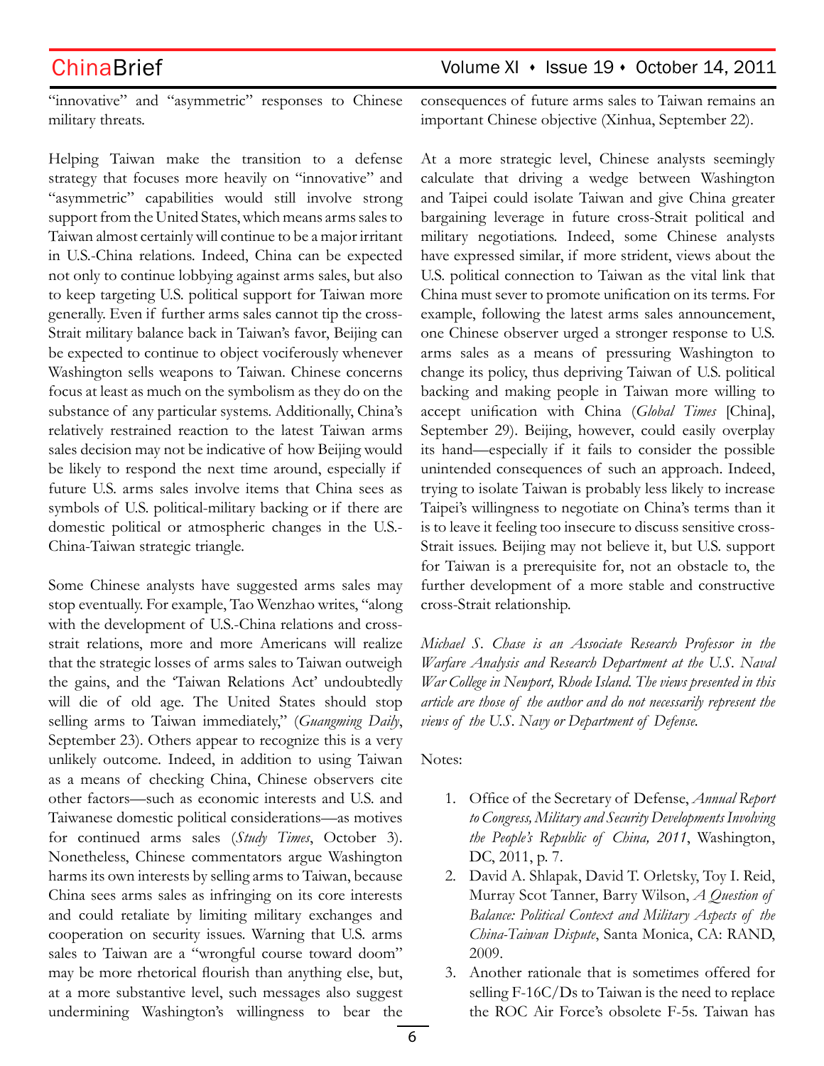"innovative" and "asymmetric" responses to Chinese military threats.

Helping Taiwan make the transition to a defense strategy that focuses more heavily on "innovative" and "asymmetric" capabilities would still involve strong support from the United States, which means arms sales to Taiwan almost certainly will continue to be a major irritant in U.S.-China relations. Indeed, China can be expected not only to continue lobbying against arms sales, but also to keep targeting U.S. political support for Taiwan more generally. Even if further arms sales cannot tip the cross-Strait military balance back in Taiwan's favor, Beijing can be expected to continue to object vociferously whenever Washington sells weapons to Taiwan. Chinese concerns focus at least as much on the symbolism as they do on the substance of any particular systems. Additionally, China's relatively restrained reaction to the latest Taiwan arms sales decision may not be indicative of how Beijing would be likely to respond the next time around, especially if future U.S. arms sales involve items that China sees as symbols of U.S. political-military backing or if there are domestic political or atmospheric changes in the U.S.-China-Taiwan strategic triangle.

Some Chinese analysts have suggested arms sales may stop eventually. For example, Tao Wenzhao writes, "along with the development of U.S.-China relations and cross-strait relations, more and more Americans will realize that the strategic losses of arms sales to Taiwan outweigh the gains, and the 'Taiwan Relations Act' undoubtedly will die of old age. The United States should stop selling arms to Taiwan immediately," (*Guangming Daily*, September 23). Others appear to recognize this is a very unlikely outcome. Indeed, in addition to using Taiwan as a means of checking China, Chinese observers cite other factors—such as economic interests and U.S. and Taiwanese domestic political considerations—as motives for continued arms sales (*Study Times*, October 3). Nonetheless, Chinese commentators argue Washington harms its own interests by selling arms to Taiwan, because China sees arms sales as infringing on its core interests and could retaliate by limiting military exchanges and cooperation on security issues. Warning that U.S. arms sales to Taiwan are a "wrongful course toward doom" may be more rhetorical flourish than anything else, but, at a more substantive level, such messages also suggest undermining Washington's willingness to bear the consequences of future arms sales to Taiwan remains an important Chinese objective (Xinhua, September 22).

At a more strategic level, Chinese analysts seemingly calculate that driving a wedge between Washington and Taipei could isolate Taiwan and give China greater bargaining leverage in future cross-Strait political and military negotiations. Indeed, some Chinese analysts have expressed similar, if more strident, views about the U.S. political connection to Taiwan as the vital link that China must sever to promote unification on its terms. For example, following the latest arms sales announcement, one Chinese observer urged a stronger response to U.S. arms sales as a means of pressuring Washington to change its policy, thus depriving Taiwan of U.S. political backing and making people in Taiwan more willing to accept unification with China (*Global Times* [China], September 29). Beijing, however, could easily overplay its hand—especially if it fails to consider the possible unintended consequences of such an approach. Indeed, trying to isolate Taiwan is probably less likely to increase Taipei's willingness to negotiate on China's terms than it is to leave it feeling too insecure to discuss sensitive cross-Strait issues. Beijing may not believe it, but U.S. support for Taiwan is a prerequisite for, not an obstacle to, the further development of a more stable and constructive cross-Strait relationship.

*Michael S. Chase is an Associate Research Professor in the Warfare Analysis and Research Department at the U.S. Naval War College in Newport, Rhode Island. The views presented in this article are those of the author and do not necessarily represent the views of the U.S. Navy or Department of Defense.*

Notes:

1. Office of the Secretary of Defense, *Annual Report to Congress, Military and Security Developments Involving the People's Republic of China, 2011*, Washington, DC, 2011, p. 7.
2. David A. Shlapak, David T. Orletsky, Toy I. Reid, Murray Scot Tanner, Barry Wilson, *A Question of Balance: Political Context and Military Aspects of the China-Taiwan Dispute*, Santa Monica, CA: RAND, 2009.
3. Another rationale that is sometimes offered for selling F-16C/Ds to Taiwan is the need to replace the ROC Air Force's obsolete F-5s. Taiwan has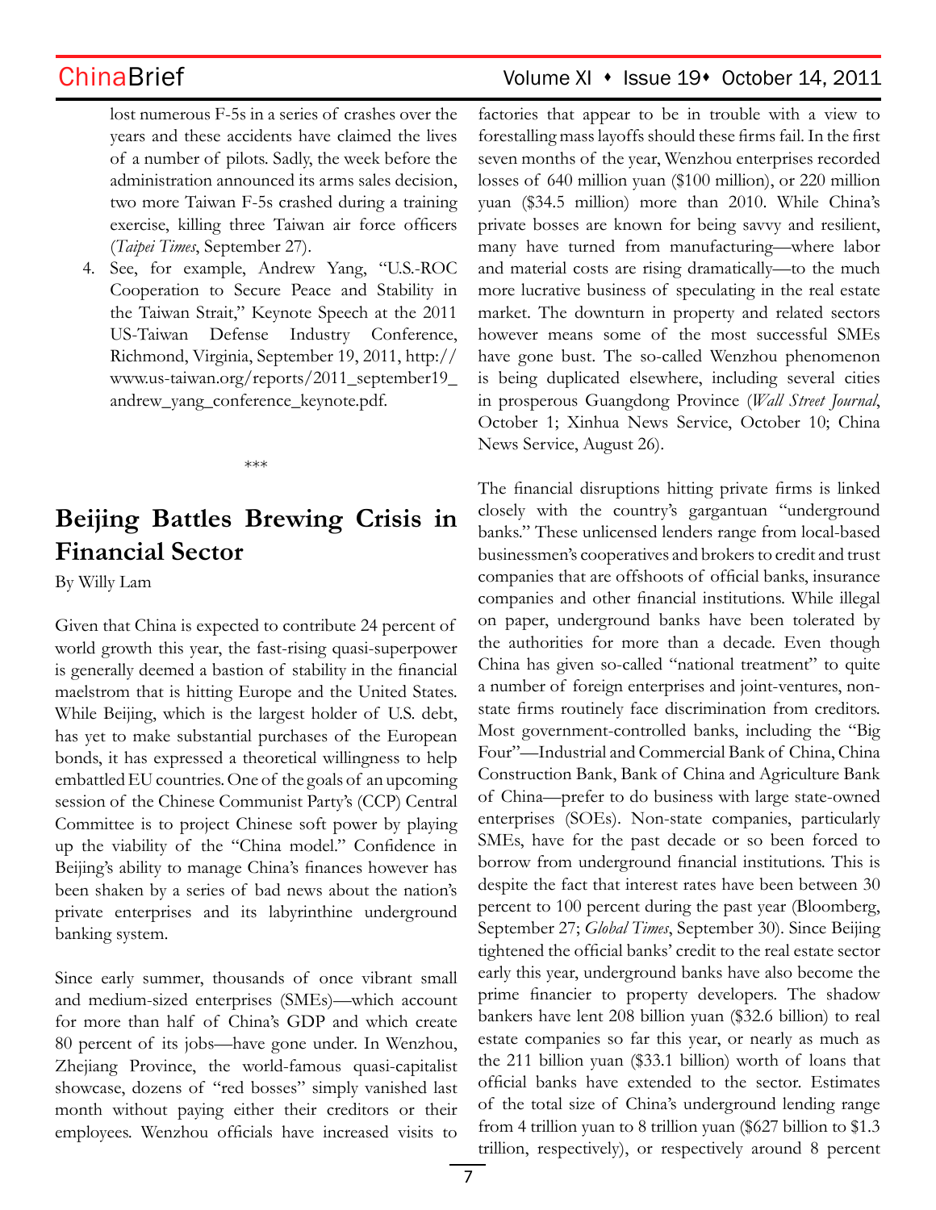lost numerous F-5s in a series of crashes over the years and these accidents have claimed the lives of a number of pilots. Sadly, the week before the administration announced its arms sales decision, two more Taiwan F-5s crashed during a training exercise, killing three Taiwan air force officers (*Taipei Times*, September 27).

4. See, for example, Andrew Yang, "U.S.-ROC Cooperation to Secure Peace and Stability in the Taiwan Strait," Keynote Speech at the 2011 US-Taiwan Defense Industry Conference, Richmond, Virginia, September 19, 2011, http://www.us-taiwan.org/reports/2011_september19_andrew_yang_conference_keynote.pdf.

\*\*\*

# Beijing Battles Brewing Crisis in Financial Sector

By Willy Lam

Given that China is expected to contribute 24 percent of world growth this year, the fast-rising quasi-superpower is generally deemed a bastion of stability in the financial maelstrom that is hitting Europe and the United States. While Beijing, which is the largest holder of U.S. debt, has yet to make substantial purchases of the European bonds, it has expressed a theoretical willingness to help embattled EU countries. One of the goals of an upcoming session of the Chinese Communist Party's (CCP) Central Committee is to project Chinese soft power by playing up the viability of the "China model." Confidence in Beijing's ability to manage China's finances however has been shaken by a series of bad news about the nation's private enterprises and its labyrinthine underground banking system.

Since early summer, thousands of once vibrant small and medium-sized enterprises (SMEs)—which account for more than half of China's GDP and which create 80 percent of its jobs—have gone under. In Wenzhou, Zhejiang Province, the world-famous quasi-capitalist showcase, dozens of "red bosses" simply vanished last month without paying either their creditors or their employees. Wenzhou officials have increased visits to factories that appear to be in trouble with a view to forestalling mass layoffs should these firms fail. In the first seven months of the year, Wenzhou enterprises recorded losses of 640 million yuan ($100 million), or 220 million yuan ($34.5 million) more than 2010. While China's private bosses are known for being savvy and resilient, many have turned from manufacturing—where labor and material costs are rising dramatically—to the much more lucrative business of speculating in the real estate market. The downturn in property and related sectors however means some of the most successful SMEs have gone bust. The so-called Wenzhou phenomenon is being duplicated elsewhere, including several cities in prosperous Guangdong Province (*Wall Street Journal*, October 1; Xinhua News Service, October 10; China News Service, August 26).

The financial disruptions hitting private firms is linked closely with the country's gargantuan "underground banks." These unlicensed lenders range from local-based businessmen's cooperatives and brokers to credit and trust companies that are offshoots of official banks, insurance companies and other financial institutions. While illegal on paper, underground banks have been tolerated by the authorities for more than a decade. Even though China has given so-called "national treatment" to quite a number of foreign enterprises and joint-ventures, non-state firms routinely face discrimination from creditors. Most government-controlled banks, including the "Big Four"—Industrial and Commercial Bank of China, China Construction Bank, Bank of China and Agriculture Bank of China—prefer to do business with large state-owned enterprises (SOEs). Non-state companies, particularly SMEs, have for the past decade or so been forced to borrow from underground financial institutions. This is despite the fact that interest rates have been between 30 percent to 100 percent during the past year (Bloomberg, September 27; *Global Times*, September 30). Since Beijing tightened the official banks' credit to the real estate sector early this year, underground banks have also become the prime financier to property developers. The shadow bankers have lent 208 billion yuan ($32.6 billion) to real estate companies so far this year, or nearly as much as the 211 billion yuan ($33.1 billion) worth of loans that official banks have extended to the sector. Estimates of the total size of China's underground lending range from 4 trillion yuan to 8 trillion yuan ($627 billion to $1.3 trillion, respectively), or respectively around 8 percent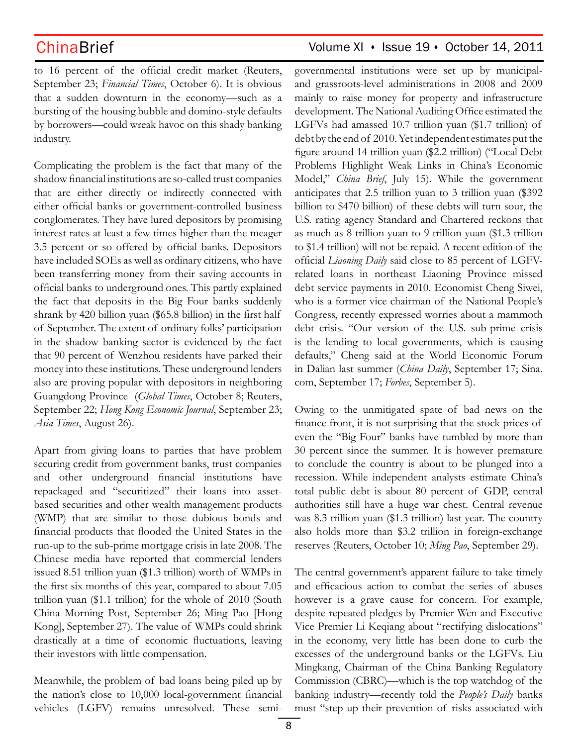to 16 percent of the official credit market (Reuters, September 23; *Financial Times*, October 6). It is obvious that a sudden downturn in the economy—such as a bursting of the housing bubble and domino-style defaults by borrowers—could wreak havoc on this shady banking industry.

Complicating the problem is the fact that many of the shadow financial institutions are so-called trust companies that are either directly or indirectly connected with either official banks or government-controlled business conglomerates. They have lured depositors by promising interest rates at least a few times higher than the meager 3.5 percent or so offered by official banks. Depositors have included SOEs as well as ordinary citizens, who have been transferring money from their saving accounts in official banks to underground ones. This partly explained the fact that deposits in the Big Four banks suddenly shrank by 420 billion yuan ($65.8 billion) in the first half of September. The extent of ordinary folks' participation in the shadow banking sector is evidenced by the fact that 90 percent of Wenzhou residents have parked their money into these institutions. These underground lenders also are proving popular with depositors in neighboring Guangdong Province (*Global Times*, October 8; Reuters, September 22; *Hong Kong Economic Journal*, September 23; *Asia Times*, August 26).

Apart from giving loans to parties that have problem securing credit from government banks, trust companies and other underground financial institutions have repackaged and "securitized" their loans into asset-based securities and other wealth management products (WMP) that are similar to those dubious bonds and financial products that flooded the United States in the run-up to the sub-prime mortgage crisis in late 2008. The Chinese media have reported that commercial lenders issued 8.51 trillion yuan ($1.3 trillion) worth of WMPs in the first six months of this year, compared to about 7.05 trillion yuan ($1.1 trillion) for the whole of 2010 (South China Morning Post, September 26; Ming Pao [Hong Kong], September 27). The value of WMPs could shrink drastically at a time of economic fluctuations, leaving their investors with little compensation.

Meanwhile, the problem of bad loans being piled up by the nation's close to 10,000 local-government financial vehicles (LGFV) remains unresolved. These semi-governmental institutions were set up by municipal- and grassroots-level administrations in 2008 and 2009 mainly to raise money for property and infrastructure development. The National Auditing Office estimated the LGFVs had amassed 10.7 trillion yuan ($1.7 trillion) of debt by the end of 2010. Yet independent estimates put the figure around 14 trillion yuan ($2.2 trillion) ("Local Debt Problems Highlight Weak Links in China's Economic Model," *China Brief*, July 15). While the government anticipates that 2.5 trillion yuan to 3 trillion yuan ($392 billion to $470 billion) of these debts will turn sour, the U.S. rating agency Standard and Chartered reckons that as much as 8 trillion yuan to 9 trillion yuan ($1.3 trillion to $1.4 trillion) will not be repaid. A recent edition of the official *Liaoning Daily* said close to 85 percent of LGFV-related loans in northeast Liaoning Province missed debt service payments in 2010. Economist Cheng Siwei, who is a former vice chairman of the National People's Congress, recently expressed worries about a mammoth debt crisis. "Our version of the U.S. sub-prime crisis is the lending to local governments, which is causing defaults," Cheng said at the World Economic Forum in Dalian last summer (*China Daily*, September 17; Sina.com, September 17; *Forbes*, September 5).

Owing to the unmitigated spate of bad news on the finance front, it is not surprising that the stock prices of even the "Big Four" banks have tumbled by more than 30 percent since the summer. It is however premature to conclude the country is about to be plunged into a recession. While independent analysts estimate China's total public debt is about 80 percent of GDP, central authorities still have a huge war chest. Central revenue was 8.3 trillion yuan ($1.3 trillion) last year. The country also holds more than $3.2 trillion in foreign-exchange reserves (Reuters, October 10; *Ming Pao*, September 29).

The central government's apparent failure to take timely and efficacious action to combat the series of abuses however is a grave cause for concern. For example, despite repeated pledges by Premier Wen and Executive Vice Premier Li Keqiang about "rectifying dislocations" in the economy, very little has been done to curb the excesses of the underground banks or the LGFVs. Liu Mingkang, Chairman of the China Banking Regulatory Commission (CBRC)—which is the top watchdog of the banking industry—recently told the *People's Daily* banks must "step up their prevention of risks associated with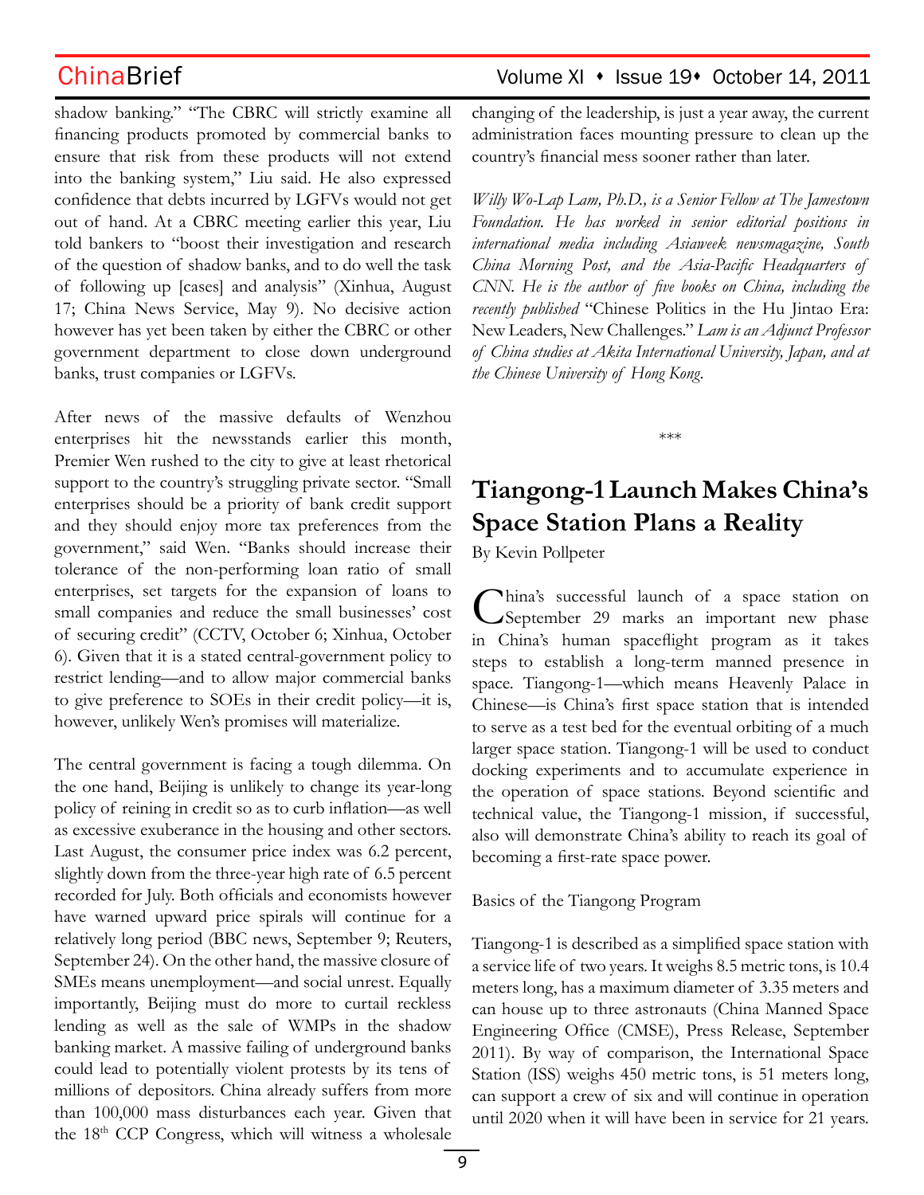shadow banking." "The CBRC will strictly examine all financing products promoted by commercial banks to ensure that risk from these products will not extend into the banking system," Liu said. He also expressed confidence that debts incurred by LGFVs would not get out of hand. At a CBRC meeting earlier this year, Liu told bankers to "boost their investigation and research of the question of shadow banks, and to do well the task of following up [cases] and analysis" (Xinhua, August 17; China News Service, May 9). No decisive action however has yet been taken by either the CBRC or other government department to close down underground banks, trust companies or LGFVs.

After news of the massive defaults of Wenzhou enterprises hit the newsstands earlier this month, Premier Wen rushed to the city to give at least rhetorical support to the country's struggling private sector. "Small enterprises should be a priority of bank credit support and they should enjoy more tax preferences from the government," said Wen. "Banks should increase their tolerance of the non-performing loan ratio of small enterprises, set targets for the expansion of loans to small companies and reduce the small businesses' cost of securing credit" (CCTV, October 6; Xinhua, October 6). Given that it is a stated central-government policy to restrict lending—and to allow major commercial banks to give preference to SOEs in their credit policy—it is, however, unlikely Wen's promises will materialize.

The central government is facing a tough dilemma. On the one hand, Beijing is unlikely to change its year-long policy of reining in credit so as to curb inflation—as well as excessive exuberance in the housing and other sectors. Last August, the consumer price index was 6.2 percent, slightly down from the three-year high rate of 6.5 percent recorded for July. Both officials and economists however have warned upward price spirals will continue for a relatively long period (BBC news, September 9; Reuters, September 24). On the other hand, the massive closure of SMEs means unemployment—and social unrest. Equally importantly, Beijing must do more to curtail reckless lending as well as the sale of WMPs in the shadow banking market. A massive failing of underground banks could lead to potentially violent protests by its tens of millions of depositors. China already suffers from more than 100,000 mass disturbances each year. Given that the 18th CCP Congress, which will witness a wholesale changing of the leadership, is just a year away, the current administration faces mounting pressure to clean up the country's financial mess sooner rather than later.

*Willy Wo-Lap Lam, Ph.D., is a Senior Fellow at The Jamestown Foundation. He has worked in senior editorial positions in international media including Asiaweek newsmagazine, South China Morning Post, and the Asia-Pacific Headquarters of CNN. He is the author of five books on China, including the recently published* "Chinese Politics in the Hu Jintao Era: New Leaders, New Challenges." *Lam is an Adjunct Professor of China studies at Akita International University, Japan, and at the Chinese University of Hong Kong.*

***

# Tiangong-1 Launch Makes China's Space Station Plans a Reality

By Kevin Pollpeter

China's successful launch of a space station on September 29 marks an important new phase in China's human spaceflight program as it takes steps to establish a long-term manned presence in space. Tiangong-1—which means Heavenly Palace in Chinese—is China's first space station that is intended to serve as a test bed for the eventual orbiting of a much larger space station. Tiangong-1 will be used to conduct docking experiments and to accumulate experience in the operation of space stations. Beyond scientific and technical value, the Tiangong-1 mission, if successful, also will demonstrate China's ability to reach its goal of becoming a first-rate space power.

Basics of the Tiangong Program

Tiangong-1 is described as a simplified space station with a service life of two years. It weighs 8.5 metric tons, is 10.4 meters long, has a maximum diameter of 3.35 meters and can house up to three astronauts (China Manned Space Engineering Office (CMSE), Press Release, September 2011). By way of comparison, the International Space Station (ISS) weighs 450 metric tons, is 51 meters long, can support a crew of six and will continue in operation until 2020 when it will have been in service for 21 years.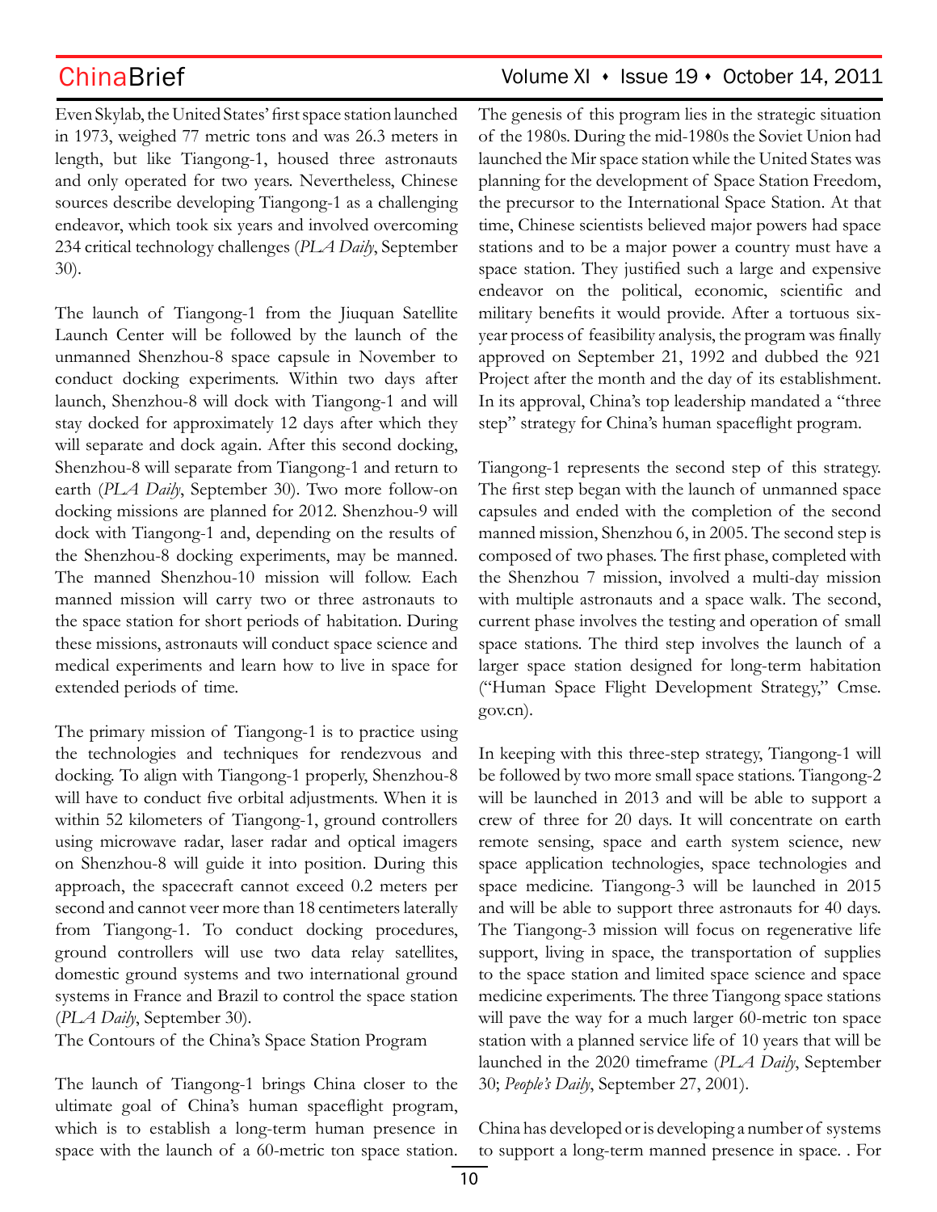Even Skylab, the United States' first space station launched in 1973, weighed 77 metric tons and was 26.3 meters in length, but like Tiangong-1, housed three astronauts and only operated for two years. Nevertheless, Chinese sources describe developing Tiangong-1 as a challenging endeavor, which took six years and involved overcoming 234 critical technology challenges (*PLA Daily*, September 30).

The launch of Tiangong-1 from the Jiuquan Satellite Launch Center will be followed by the launch of the unmanned Shenzhou-8 space capsule in November to conduct docking experiments. Within two days after launch, Shenzhou-8 will dock with Tiangong-1 and will stay docked for approximately 12 days after which they will separate and dock again. After this second docking, Shenzhou-8 will separate from Tiangong-1 and return to earth (*PLA Daily*, September 30). Two more follow-on docking missions are planned for 2012. Shenzhou-9 will dock with Tiangong-1 and, depending on the results of the Shenzhou-8 docking experiments, may be manned. The manned Shenzhou-10 mission will follow. Each manned mission will carry two or three astronauts to the space station for short periods of habitation. During these missions, astronauts will conduct space science and medical experiments and learn how to live in space for extended periods of time.

The primary mission of Tiangong-1 is to practice using the technologies and techniques for rendezvous and docking. To align with Tiangong-1 properly, Shenzhou-8 will have to conduct five orbital adjustments. When it is within 52 kilometers of Tiangong-1, ground controllers using microwave radar, laser radar and optical imagers on Shenzhou-8 will guide it into position. During this approach, the spacecraft cannot exceed 0.2 meters per second and cannot veer more than 18 centimeters laterally from Tiangong-1. To conduct docking procedures, ground controllers will use two data relay satellites, domestic ground systems and two international ground systems in France and Brazil to control the space station (*PLA Daily*, September 30).

## The Contours of the China's Space Station Program

The launch of Tiangong-1 brings China closer to the ultimate goal of China's human spaceflight program, which is to establish a long-term human presence in space with the launch of a 60-metric ton space station. The genesis of this program lies in the strategic situation of the 1980s. During the mid-1980s the Soviet Union had launched the Mir space station while the United States was planning for the development of Space Station Freedom, the precursor to the International Space Station. At that time, Chinese scientists believed major powers had space stations and to be a major power a country must have a space station. They justified such a large and expensive endeavor on the political, economic, scientific and military benefits it would provide. After a tortuous six-year process of feasibility analysis, the program was finally approved on September 21, 1992 and dubbed the 921 Project after the month and the day of its establishment. In its approval, China's top leadership mandated a "three step" strategy for China's human spaceflight program.

Tiangong-1 represents the second step of this strategy. The first step began with the launch of unmanned space capsules and ended with the completion of the second manned mission, Shenzhou 6, in 2005. The second step is composed of two phases. The first phase, completed with the Shenzhou 7 mission, involved a multi-day mission with multiple astronauts and a space walk. The second, current phase involves the testing and operation of small space stations. The third step involves the launch of a larger space station designed for long-term habitation ("Human Space Flight Development Strategy," Cmse.gov.cn).

In keeping with this three-step strategy, Tiangong-1 will be followed by two more small space stations. Tiangong-2 will be launched in 2013 and will be able to support a crew of three for 20 days. It will concentrate on earth remote sensing, space and earth system science, new space application technologies, space technologies and space medicine. Tiangong-3 will be launched in 2015 and will be able to support three astronauts for 40 days. The Tiangong-3 mission will focus on regenerative life support, living in space, the transportation of supplies to the space station and limited space science and space medicine experiments. The three Tiangong space stations will pave the way for a much larger 60-metric ton space station with a planned service life of 10 years that will be launched in the 2020 timeframe (*PLA Daily*, September 30; *People's Daily*, September 27, 2001).

China has developed or is developing a number of systems to support a long-term manned presence in space. . For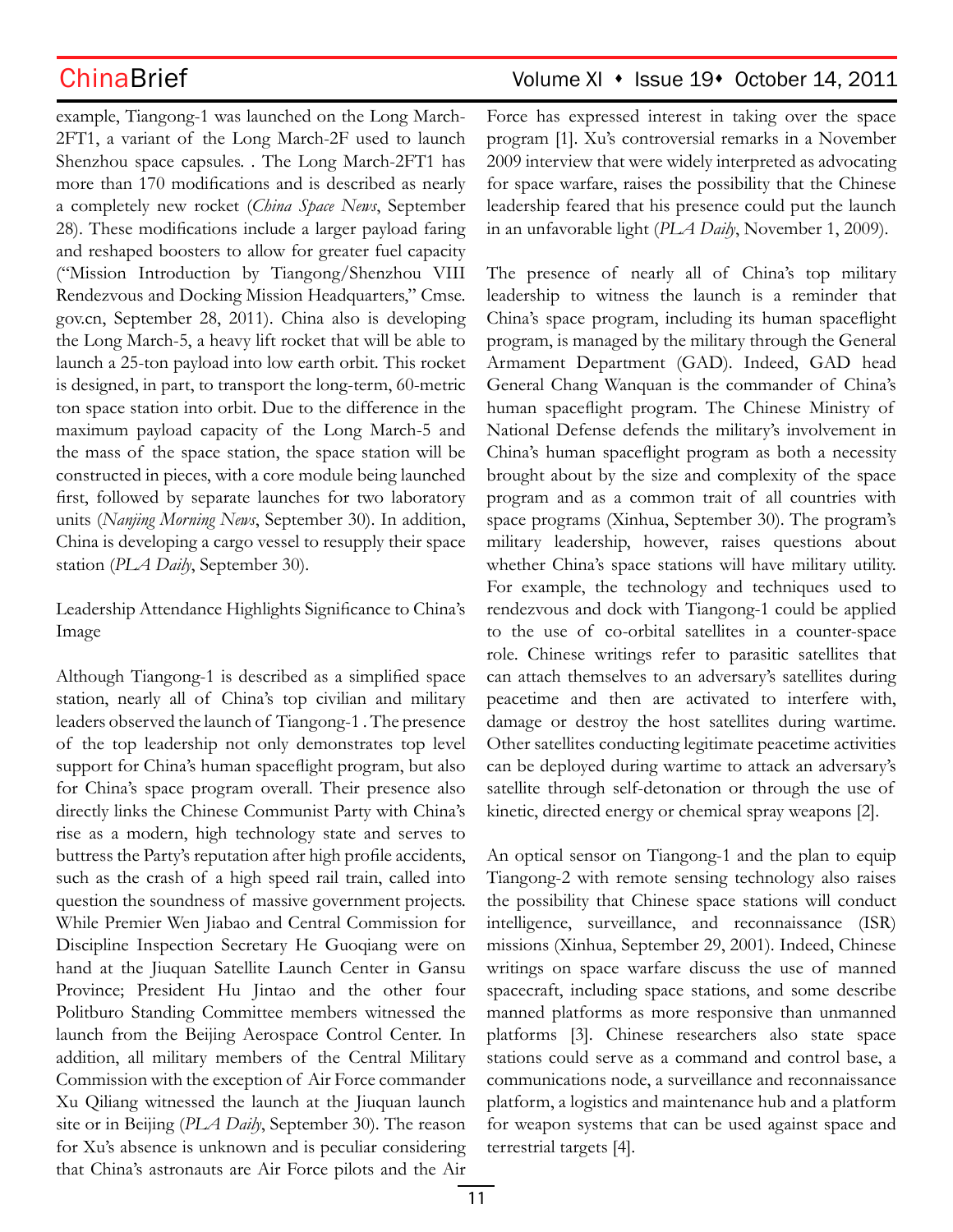example, Tiangong-1 was launched on the Long March-2FT1, a variant of the Long March-2F used to launch Shenzhou space capsules. . The Long March-2FT1 has more than 170 modifications and is described as nearly a completely new rocket (*China Space News*, September 28). These modifications include a larger payload faring and reshaped boosters to allow for greater fuel capacity ("Mission Introduction by Tiangong/Shenzhou VIII Rendezvous and Docking Mission Headquarters," Cmse.gov.cn, September 28, 2011). China also is developing the Long March-5, a heavy lift rocket that will be able to launch a 25-ton payload into low earth orbit. This rocket is designed, in part, to transport the long-term, 60-metric ton space station into orbit. Due to the difference in the maximum payload capacity of the Long March-5 and the mass of the space station, the space station will be constructed in pieces, with a core module being launched first, followed by separate launches for two laboratory units (*Nanjing Morning News*, September 30). In addition, China is developing a cargo vessel to resupply their space station (*PLA Daily*, September 30).

## Leadership Attendance Highlights Significance to China's Image

Although Tiangong-1 is described as a simplified space station, nearly all of China's top civilian and military leaders observed the launch of Tiangong-1 . The presence of the top leadership not only demonstrates top level support for China's human spaceflight program, but also for China's space program overall. Their presence also directly links the Chinese Communist Party with China's rise as a modern, high technology state and serves to buttress the Party's reputation after high profile accidents, such as the crash of a high speed rail train, called into question the soundness of massive government projects. While Premier Wen Jiabao and Central Commission for Discipline Inspection Secretary He Guoqiang were on hand at the Jiuquan Satellite Launch Center in Gansu Province; President Hu Jintao and the other four Politburo Standing Committee members witnessed the launch from the Beijing Aerospace Control Center. In addition, all military members of the Central Military Commission with the exception of Air Force commander Xu Qiliang witnessed the launch at the Jiuquan launch site or in Beijing (*PLA Daily*, September 30). The reason for Xu's absence is unknown and is peculiar considering that China's astronauts are Air Force pilots and the Air Force has expressed interest in taking over the space program [1]. Xu's controversial remarks in a November 2009 interview that were widely interpreted as advocating for space warfare, raises the possibility that the Chinese leadership feared that his presence could put the launch in an unfavorable light (*PLA Daily*, November 1, 2009).

The presence of nearly all of China's top military leadership to witness the launch is a reminder that China's space program, including its human spaceflight program, is managed by the military through the General Armament Department (GAD). Indeed, GAD head General Chang Wanquan is the commander of China's human spaceflight program. The Chinese Ministry of National Defense defends the military's involvement in China's human spaceflight program as both a necessity brought about by the size and complexity of the space program and as a common trait of all countries with space programs (Xinhua, September 30). The program's military leadership, however, raises questions about whether China's space stations will have military utility. For example, the technology and techniques used to rendezvous and dock with Tiangong-1 could be applied to the use of co-orbital satellites in a counter-space role. Chinese writings refer to parasitic satellites that can attach themselves to an adversary's satellites during peacetime and then are activated to interfere with, damage or destroy the host satellites during wartime. Other satellites conducting legitimate peacetime activities can be deployed during wartime to attack an adversary's satellite through self-detonation or through the use of kinetic, directed energy or chemical spray weapons [2].

An optical sensor on Tiangong-1 and the plan to equip Tiangong-2 with remote sensing technology also raises the possibility that Chinese space stations will conduct intelligence, surveillance, and reconnaissance (ISR) missions (Xinhua, September 29, 2001). Indeed, Chinese writings on space warfare discuss the use of manned spacecraft, including space stations, and some describe manned platforms as more responsive than unmanned platforms [3]. Chinese researchers also state space stations could serve as a command and control base, a communications node, a surveillance and reconnaissance platform, a logistics and maintenance hub and a platform for weapon systems that can be used against space and terrestrial targets [4].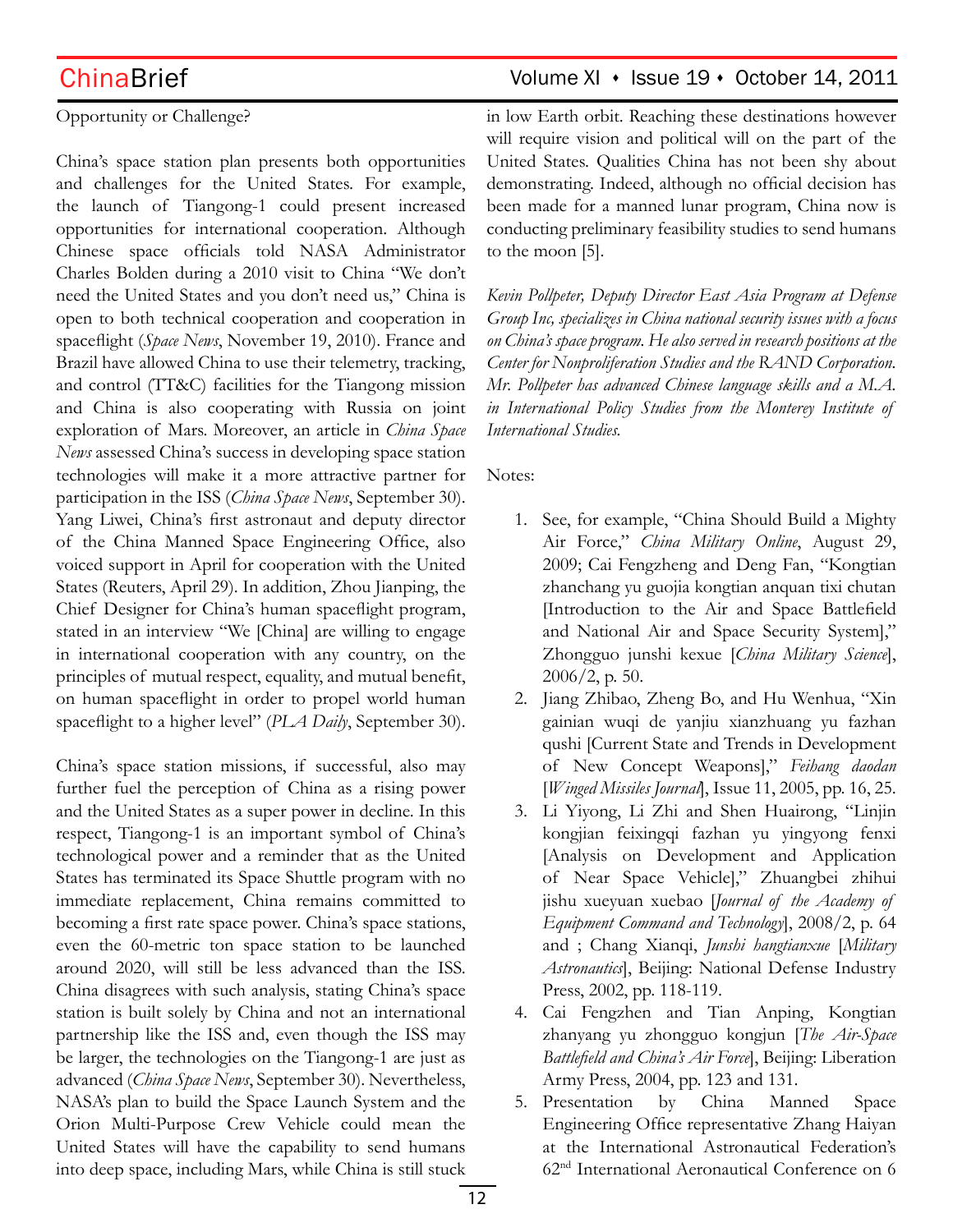Opportunity or Challenge?

China's space station plan presents both opportunities and challenges for the United States. For example, the launch of Tiangong-1 could present increased opportunities for international cooperation. Although Chinese space officials told NASA Administrator Charles Bolden during a 2010 visit to China "We don't need the United States and you don't need us," China is open to both technical cooperation and cooperation in spaceflight (*Space News*, November 19, 2010). France and Brazil have allowed China to use their telemetry, tracking, and control (TT&C) facilities for the Tiangong mission and China is also cooperating with Russia on joint exploration of Mars. Moreover, an article in *China Space News* assessed China's success in developing space station technologies will make it a more attractive partner for participation in the ISS (*China Space News*, September 30). Yang Liwei, China's first astronaut and deputy director of the China Manned Space Engineering Office, also voiced support in April for cooperation with the United States (Reuters, April 29). In addition, Zhou Jianping, the Chief Designer for China's human spaceflight program, stated in an interview "We [China] are willing to engage in international cooperation with any country, on the principles of mutual respect, equality, and mutual benefit, on human spaceflight in order to propel world human spaceflight to a higher level" (*PLA Daily*, September 30).

China's space station missions, if successful, also may further fuel the perception of China as a rising power and the United States as a super power in decline. In this respect, Tiangong-1 is an important symbol of China's technological power and a reminder that as the United States has terminated its Space Shuttle program with no immediate replacement, China remains committed to becoming a first rate space power. China's space stations, even the 60-metric ton space station to be launched around 2020, will still be less advanced than the ISS. China disagrees with such analysis, stating China's space station is built solely by China and not an international partnership like the ISS and, even though the ISS may be larger, the technologies on the Tiangong-1 are just as advanced (*China Space News*, September 30). Nevertheless, NASA's plan to build the Space Launch System and the Orion Multi-Purpose Crew Vehicle could mean the United States will have the capability to send humans into deep space, including Mars, while China is still stuck in low Earth orbit. Reaching these destinations however will require vision and political will on the part of the United States. Qualities China has not been shy about demonstrating. Indeed, although no official decision has been made for a manned lunar program, China now is conducting preliminary feasibility studies to send humans to the moon [5].

*Kevin Pollpeter, Deputy Director East Asia Program at Defense Group Inc, specializes in China national security issues with a focus on China's space program. He also served in research positions at the Center for Nonproliferation Studies and the RAND Corporation. Mr. Pollpeter has advanced Chinese language skills and a M.A. in International Policy Studies from the Monterey Institute of International Studies.*

Notes:

1. See, for example, "China Should Build a Mighty Air Force," *China Military Online*, August 29, 2009; Cai Fengzheng and Deng Fan, "Kongtian zhanchang yu guojia kongtian anquan tixi chutan [Introduction to the Air and Space Battlefield and National Air and Space Security System]," Zhongguo junshi kexue [*China Military Science*], 2006/2, p. 50.
2. Jiang Zhibao, Zheng Bo, and Hu Wenhua, "Xin gainian wuqi de yanjiu xianzhuang yu fazhan qushi [Current State and Trends in Development of New Concept Weapons]," *Feihang daodan* [*Winged Missiles Journal*], Issue 11, 2005, pp. 16, 25.
3. Li Yiyong, Li Zhi and Shen Huairong, "Linjin kongjian feixingqi fazhan yu yingyong fenxi [Analysis on Development and Application of Near Space Vehicle]," Zhuangbei zhihui jishu xueyuan xuebao [*Journal of the Academy of Equipment Command and Technology*], 2008/2, p. 64 and ; Chang Xianqi, *Junshi hangtianxue* [*Military Astronautics*], Beijing: National Defense Industry Press, 2002, pp. 118-119.
4. Cai Fengzhen and Tian Anping, Kongtian zhanyang yu zhongguo kongjun [*The Air-Space Battlefield and China's Air Force*], Beijing: Liberation Army Press, 2004, pp. 123 and 131.
5. Presentation by China Manned Space Engineering Office representative Zhang Haiyan at the International Astronautical Federation's 62nd International Aeronautical Conference on 6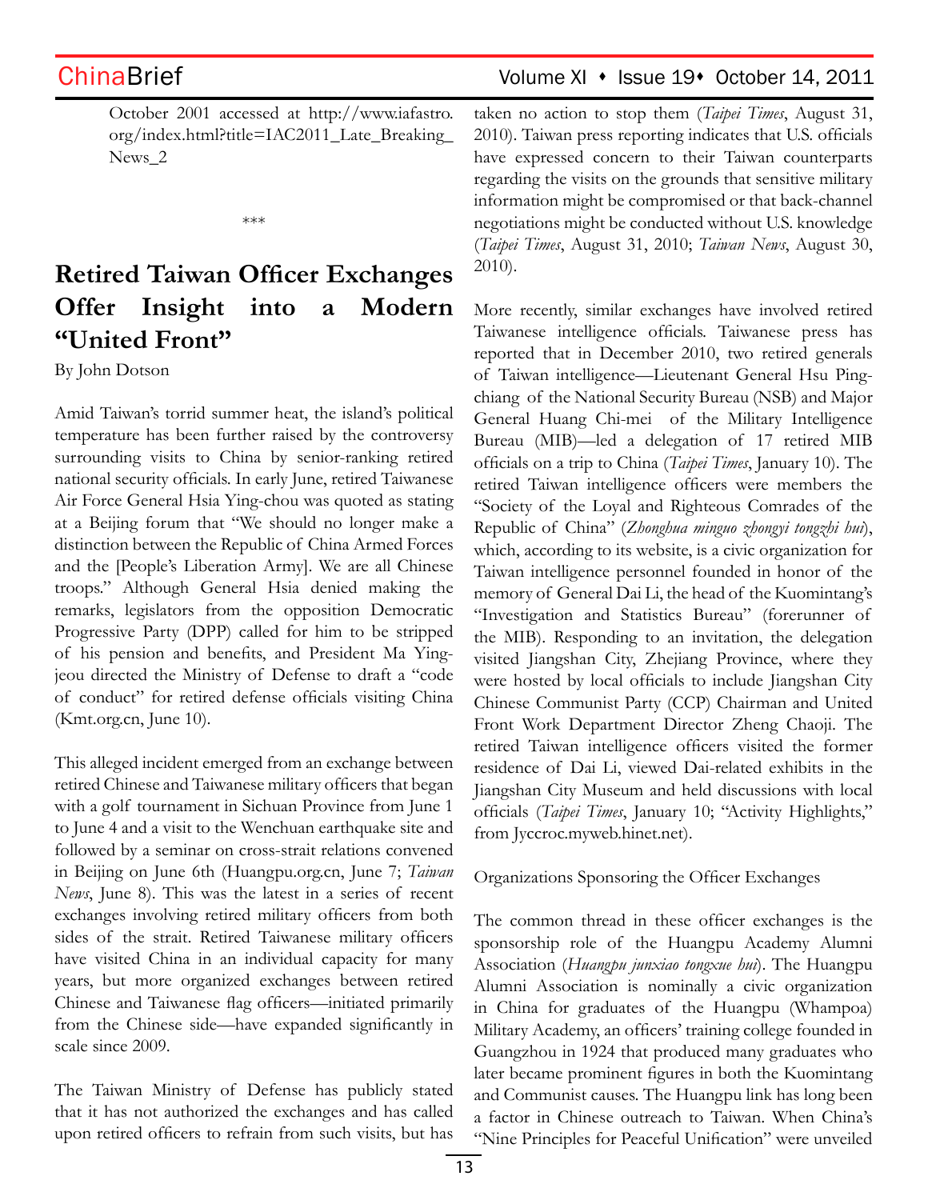October 2001 accessed at http://www.iafastro.org/index.html?title=IAC2011_Late_Breaking_News_2

\*\*\*

# Retired Taiwan Officer Exchanges Offer Insight into a Modern "United Front"

By John Dotson

Amid Taiwan's torrid summer heat, the island's political temperature has been further raised by the controversy surrounding visits to China by senior-ranking retired national security officials. In early June, retired Taiwanese Air Force General Hsia Ying-chou was quoted as stating at a Beijing forum that "We should no longer make a distinction between the Republic of China Armed Forces and the [People's Liberation Army]. We are all Chinese troops." Although General Hsia denied making the remarks, legislators from the opposition Democratic Progressive Party (DPP) called for him to be stripped of his pension and benefits, and President Ma Ying-jeou directed the Ministry of Defense to draft a "code of conduct" for retired defense officials visiting China (Kmt.org.cn, June 10).

This alleged incident emerged from an exchange between retired Chinese and Taiwanese military officers that began with a golf tournament in Sichuan Province from June 1 to June 4 and a visit to the Wenchuan earthquake site and followed by a seminar on cross-strait relations convened in Beijing on June 6th (Huangpu.org.cn, June 7; *Taiwan News*, June 8). This was the latest in a series of recent exchanges involving retired military officers from both sides of the strait. Retired Taiwanese military officers have visited China in an individual capacity for many years, but more organized exchanges between retired Chinese and Taiwanese flag officers—initiated primarily from the Chinese side—have expanded significantly in scale since 2009.

The Taiwan Ministry of Defense has publicly stated that it has not authorized the exchanges and has called upon retired officers to refrain from such visits, but has taken no action to stop them (*Taipei Times*, August 31, 2010). Taiwan press reporting indicates that U.S. officials have expressed concern to their Taiwan counterparts regarding the visits on the grounds that sensitive military information might be compromised or that back-channel negotiations might be conducted without U.S. knowledge (*Taipei Times*, August 31, 2010; *Taiwan News*, August 30, 2010).

More recently, similar exchanges have involved retired Taiwanese intelligence officials. Taiwanese press has reported that in December 2010, two retired generals of Taiwan intelligence—Lieutenant General Hsu Ping-chiang of the National Security Bureau (NSB) and Major General Huang Chi-mei of the Military Intelligence Bureau (MIB)—led a delegation of 17 retired MIB officials on a trip to China (*Taipei Times*, January 10). The retired Taiwan intelligence officers were members the "Society of the Loyal and Righteous Comrades of the Republic of China" (*Zhonghua minguo zhongyi tongzhi hui*), which, according to its website, is a civic organization for Taiwan intelligence personnel founded in honor of the memory of General Dai Li, the head of the Kuomintang's "Investigation and Statistics Bureau" (forerunner of the MIB). Responding to an invitation, the delegation visited Jiangshan City, Zhejiang Province, where they were hosted by local officials to include Jiangshan City Chinese Communist Party (CCP) Chairman and United Front Work Department Director Zheng Chaoji. The retired Taiwan intelligence officers visited the former residence of Dai Li, viewed Dai-related exhibits in the Jiangshan City Museum and held discussions with local officials (*Taipei Times*, January 10; "Activity Highlights," from Jyccroc.myweb.hinet.net).

## Organizations Sponsoring the Officer Exchanges

The common thread in these officer exchanges is the sponsorship role of the Huangpu Academy Alumni Association (*Huangpu junxiao tongxue hui*). The Huangpu Alumni Association is nominally a civic organization in China for graduates of the Huangpu (Whampoa) Military Academy, an officers' training college founded in Guangzhou in 1924 that produced many graduates who later became prominent figures in both the Kuomintang and Communist causes. The Huangpu link has long been a factor in Chinese outreach to Taiwan. When China's "Nine Principles for Peaceful Unification" were unveiled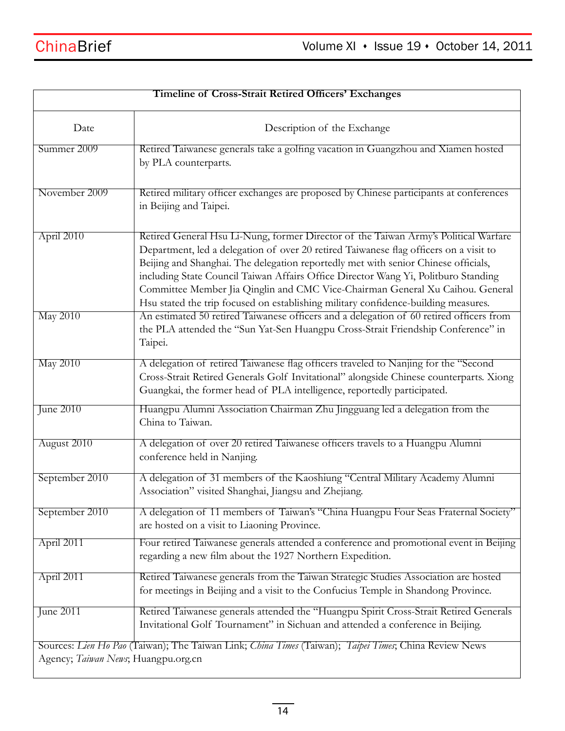**Timeline of Cross-Strait Retired Officers' Exchanges**

| Date | Description of the Exchange |
|---|---|
| Summer 2009 | Retired Taiwanese generals take a golfing vacation in Guangzhou and Xiamen hosted by PLA counterparts. |
| November 2009 | Retired military officer exchanges are proposed by Chinese participants at conferences in Beijing and Taipei. |
| April 2010 | Retired General Hsu Li-Nung, former Director of the Taiwan Army's Political Warfare Department, led a delegation of over 20 retired Taiwanese flag officers on a visit to Beijing and Shanghai. The delegation reportedly met with senior Chinese officials, including State Council Taiwan Affairs Office Director Wang Yi, Politburo Standing Committee Member Jia Qinglin and CMC Vice-Chairman General Xu Caihou. General Hsu stated the trip focused on establishing military confidence-building measures. |
| May 2010 | An estimated 50 retired Taiwanese officers and a delegation of 60 retired officers from the PLA attended the "Sun Yat-Sen Huangpu Cross-Strait Friendship Conference" in Taipei. |
| May 2010 | A delegation of retired Taiwanese flag officers traveled to Nanjing for the "Second Cross-Strait Retired Generals Golf Invitational" alongside Chinese counterparts. Xiong Guangkai, the former head of PLA intelligence, reportedly participated. |
| June 2010 | Huangpu Alumni Association Chairman Zhu Jingguang led a delegation from the China to Taiwan. |
| August 2010 | A delegation of over 20 retired Taiwanese officers travels to a Huangpu Alumni conference held in Nanjing. |
| September 2010 | A delegation of 31 members of the Kaoshiung "Central Military Academy Alumni Association" visited Shanghai, Jiangsu and Zhejiang. |
| September 2010 | A delegation of 11 members of Taiwan's "China Huangpu Four Seas Fraternal Society" are hosted on a visit to Liaoning Province. |
| April 2011 | Four retired Taiwanese generals attended a conference and promotional event in Beijing regarding a new film about the 1927 Northern Expedition. |
| April 2011 | Retired Taiwanese generals from the Taiwan Strategic Studies Association are hosted for meetings in Beijing and a visit to the Confucius Temple in Shandong Province. |
| June 2011 | Retired Taiwanese generals attended the "Huangpu Spirit Cross-Strait Retired Generals Invitational Golf Tournament" in Sichuan and attended a conference in Beijing. |

Sources: *Lien Ho Pao* (Taiwan); The Taiwan Link; *China Times* (Taiwan); *Taipei Times*; China Review News Agency; *Taiwan News*; Huangpu.org.cn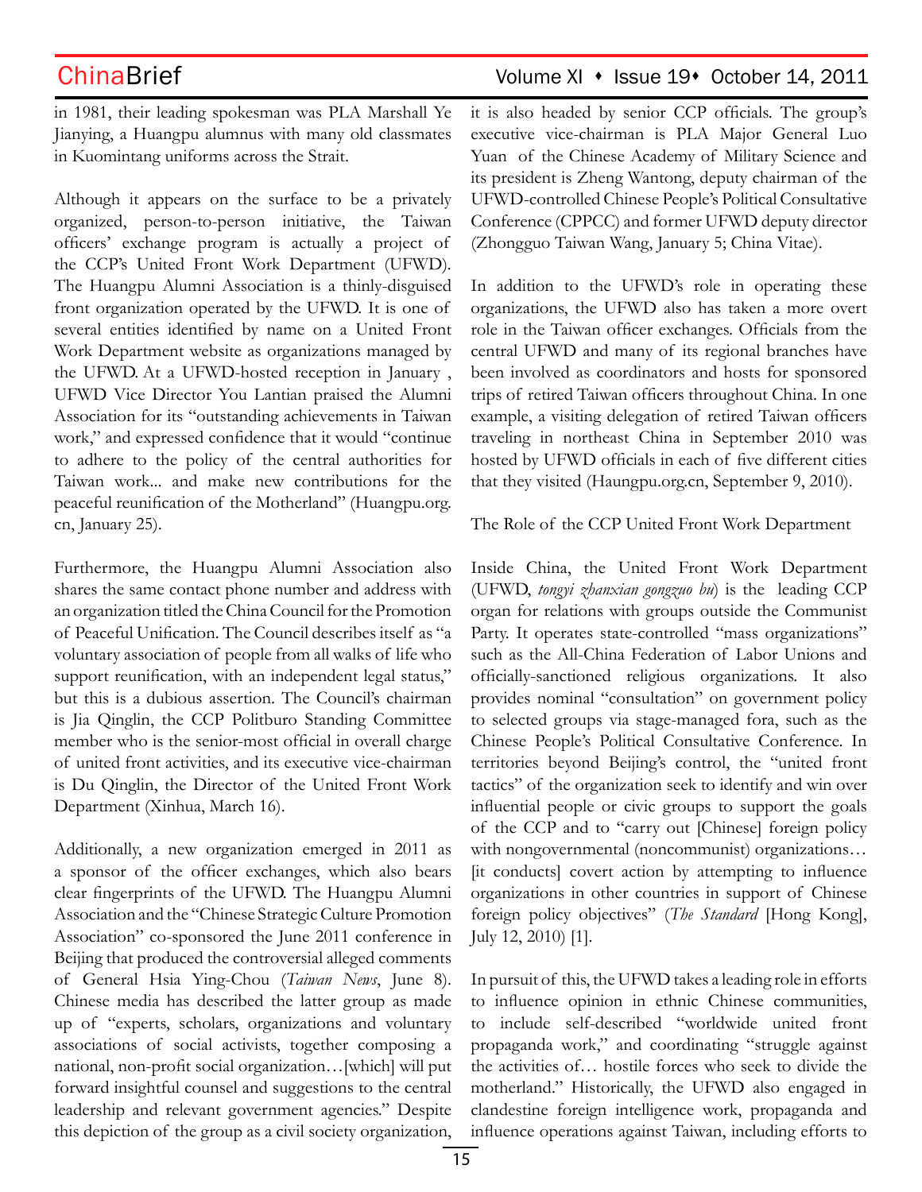in 1981, their leading spokesman was PLA Marshall Ye Jianying, a Huangpu alumnus with many old classmates in Kuomintang uniforms across the Strait.

Although it appears on the surface to be a privately organized, person-to-person initiative, the Taiwan officers' exchange program is actually a project of the CCP's United Front Work Department (UFWD). The Huangpu Alumni Association is a thinly-disguised front organization operated by the UFWD. It is one of several entities identified by name on a United Front Work Department website as organizations managed by the UFWD. At a UFWD-hosted reception in January , UFWD Vice Director You Lantian praised the Alumni Association for its "outstanding achievements in Taiwan work," and expressed confidence that it would "continue to adhere to the policy of the central authorities for Taiwan work... and make new contributions for the peaceful reunification of the Motherland" (Huangpu.org.cn, January 25).

Furthermore, the Huangpu Alumni Association also shares the same contact phone number and address with an organization titled the China Council for the Promotion of Peaceful Unification. The Council describes itself as "a voluntary association of people from all walks of life who support reunification, with an independent legal status," but this is a dubious assertion. The Council's chairman is Jia Qinglin, the CCP Politburo Standing Committee member who is the senior-most official in overall charge of united front activities, and its executive vice-chairman is Du Qinglin, the Director of the United Front Work Department (Xinhua, March 16).

Additionally, a new organization emerged in 2011 as a sponsor of the officer exchanges, which also bears clear fingerprints of the UFWD. The Huangpu Alumni Association and the "Chinese Strategic Culture Promotion Association" co-sponsored the June 2011 conference in Beijing that produced the controversial alleged comments of General Hsia Ying-Chou (*Taiwan News*, June 8). Chinese media has described the latter group as made up of "experts, scholars, organizations and voluntary associations of social activists, together composing a national, non-profit social organization…[which] will put forward insightful counsel and suggestions to the central leadership and relevant government agencies." Despite this depiction of the group as a civil society organization, it is also headed by senior CCP officials. The group's executive vice-chairman is PLA Major General Luo Yuan of the Chinese Academy of Military Science and its president is Zheng Wantong, deputy chairman of the UFWD-controlled Chinese People's Political Consultative Conference (CPPCC) and former UFWD deputy director (Zhongguo Taiwan Wang, January 5; China Vitae).

In addition to the UFWD's role in operating these organizations, the UFWD also has taken a more overt role in the Taiwan officer exchanges. Officials from the central UFWD and many of its regional branches have been involved as coordinators and hosts for sponsored trips of retired Taiwan officers throughout China. In one example, a visiting delegation of retired Taiwan officers traveling in northeast China in September 2010 was hosted by UFWD officials in each of five different cities that they visited (Haungpu.org.cn, September 9, 2010).

## The Role of the CCP United Front Work Department

Inside China, the United Front Work Department (UFWD, *tongyi zhanxian gongzuo bu*) is the leading CCP organ for relations with groups outside the Communist Party. It operates state-controlled "mass organizations" such as the All-China Federation of Labor Unions and officially-sanctioned religious organizations. It also provides nominal "consultation" on government policy to selected groups via stage-managed fora, such as the Chinese People's Political Consultative Conference. In territories beyond Beijing's control, the "united front tactics" of the organization seek to identify and win over influential people or civic groups to support the goals of the CCP and to "carry out [Chinese] foreign policy with nongovernmental (noncommunist) organizations… [it conducts] covert action by attempting to influence organizations in other countries in support of Chinese foreign policy objectives" (*The Standard* [Hong Kong], July 12, 2010) [1].

In pursuit of this, the UFWD takes a leading role in efforts to influence opinion in ethnic Chinese communities, to include self-described "worldwide united front propaganda work," and coordinating "struggle against the activities of… hostile forces who seek to divide the motherland." Historically, the UFWD also engaged in clandestine foreign intelligence work, propaganda and influence operations against Taiwan, including efforts to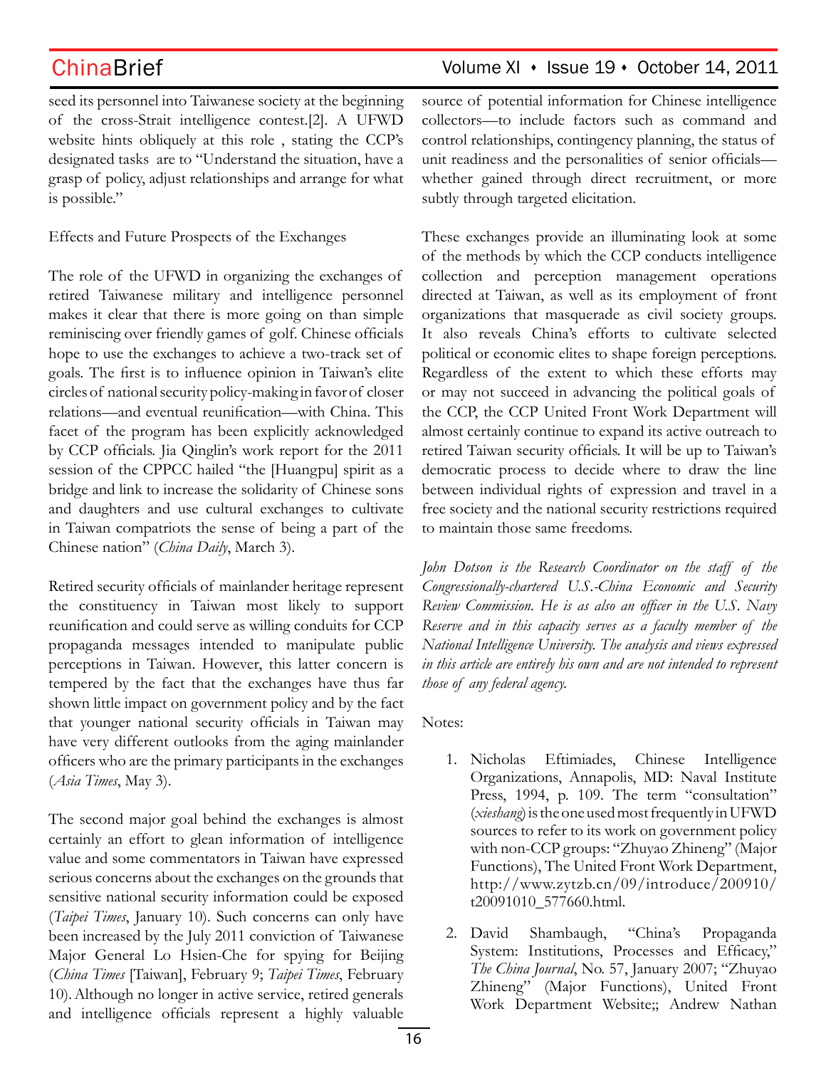seed its personnel into Taiwanese society at the beginning of the cross-Strait intelligence contest.[2]. A UFWD website hints obliquely at this role , stating the CCP's designated tasks are to "Understand the situation, have a grasp of policy, adjust relationships and arrange for what is possible."

## Effects and Future Prospects of the Exchanges

The role of the UFWD in organizing the exchanges of retired Taiwanese military and intelligence personnel makes it clear that there is more going on than simple reminiscing over friendly games of golf. Chinese officials hope to use the exchanges to achieve a two-track set of goals. The first is to influence opinion in Taiwan's elite circles of national security policy-making in favor of closer relations—and eventual reunification—with China. This facet of the program has been explicitly acknowledged by CCP officials. Jia Qinglin's work report for the 2011 session of the CPPCC hailed "the [Huangpu] spirit as a bridge and link to increase the solidarity of Chinese sons and daughters and use cultural exchanges to cultivate in Taiwan compatriots the sense of being a part of the Chinese nation" (*China Daily*, March 3).

Retired security officials of mainlander heritage represent the constituency in Taiwan most likely to support reunification and could serve as willing conduits for CCP propaganda messages intended to manipulate public perceptions in Taiwan. However, this latter concern is tempered by the fact that the exchanges have thus far shown little impact on government policy and by the fact that younger national security officials in Taiwan may have very different outlooks from the aging mainlander officers who are the primary participants in the exchanges (*Asia Times*, May 3).

The second major goal behind the exchanges is almost certainly an effort to glean information of intelligence value and some commentators in Taiwan have expressed serious concerns about the exchanges on the grounds that sensitive national security information could be exposed (*Taipei Times*, January 10). Such concerns can only have been increased by the July 2011 conviction of Taiwanese Major General Lo Hsien-Che for spying for Beijing (*China Times* [Taiwan], February 9; *Taipei Times*, February 10). Although no longer in active service, retired generals and intelligence officials represent a highly valuable source of potential information for Chinese intelligence collectors—to include factors such as command and control relationships, contingency planning, the status of unit readiness and the personalities of senior officials—whether gained through direct recruitment, or more subtly through targeted elicitation.

These exchanges provide an illuminating look at some of the methods by which the CCP conducts intelligence collection and perception management operations directed at Taiwan, as well as its employment of front organizations that masquerade as civil society groups. It also reveals China's efforts to cultivate selected political or economic elites to shape foreign perceptions. Regardless of the extent to which these efforts may or may not succeed in advancing the political goals of the CCP, the CCP United Front Work Department will almost certainly continue to expand its active outreach to retired Taiwan security officials. It will be up to Taiwan's democratic process to decide where to draw the line between individual rights of expression and travel in a free society and the national security restrictions required to maintain those same freedoms.

*John Dotson is the Research Coordinator on the staff of the Congressionally-chartered U.S.-China Economic and Security Review Commission. He is as also an officer in the U.S. Navy Reserve and in this capacity serves as a faculty member of the National Intelligence University. The analysis and views expressed in this article are entirely his own and are not intended to represent those of any federal agency.*

Notes:

1. Nicholas Eftimiades, Chinese Intelligence Organizations, Annapolis, MD: Naval Institute Press, 1994, p. 109. The term "consultation" (*xieshang*) is the one used most frequently in UFWD sources to refer to its work on government policy with non-CCP groups: "Zhuyao Zhineng" (Major Functions), The United Front Work Department, http://www.zytzb.cn/09/introduce/200910/t20091010_577660.html.
2. David Shambaugh, "China's Propaganda System: Institutions, Processes and Efficacy," *The China Journal*, No. 57, January 2007; "Zhuyao Zhineng" (Major Functions), United Front Work Department Website;; Andrew Nathan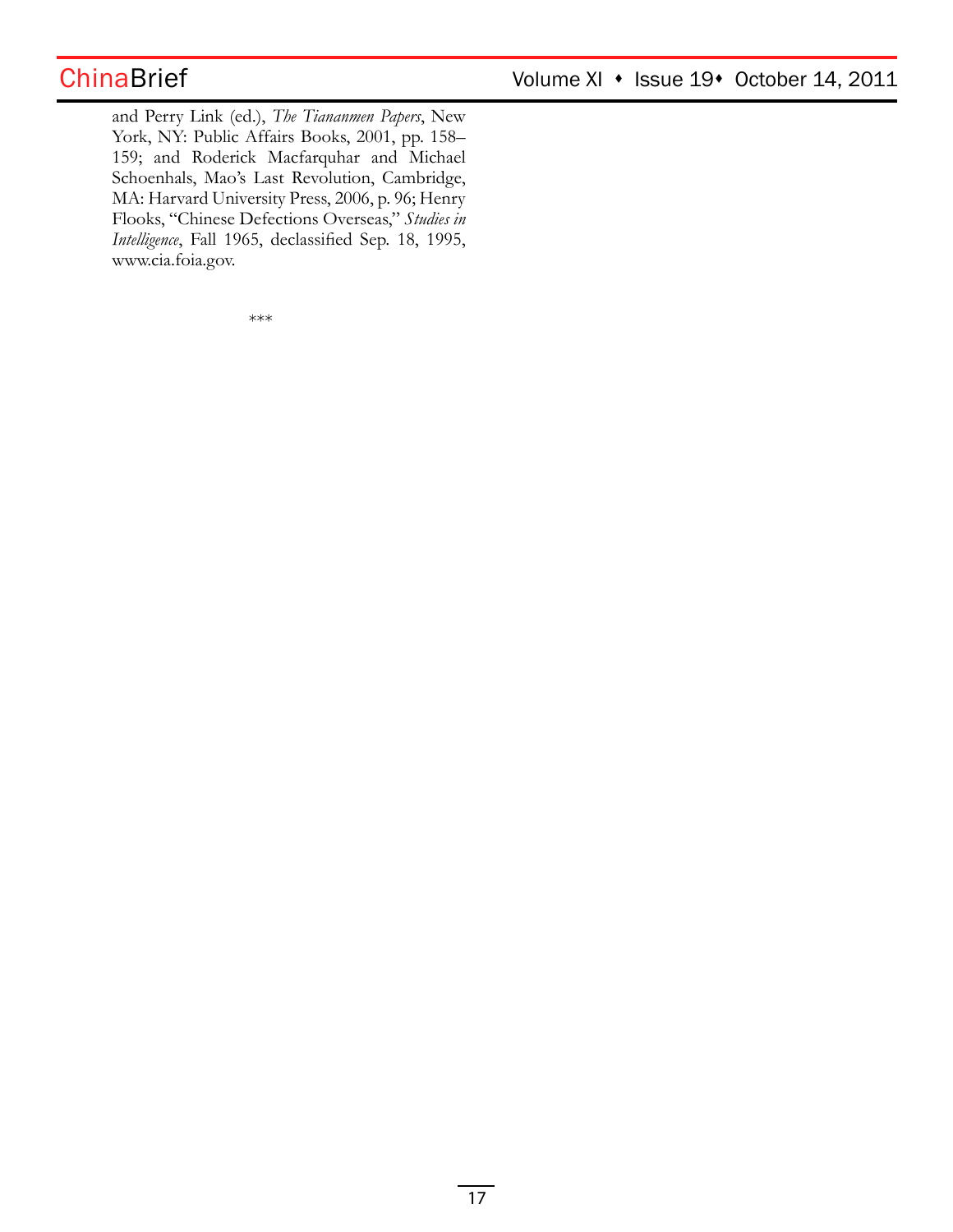and Perry Link (ed.), *The Tiananmen Papers*, New York, NY: Public Affairs Books, 2001, pp. 158–159; and Roderick Macfarquhar and Michael Schoenhals, Mao's Last Revolution, Cambridge, MA: Harvard University Press, 2006, p. 96; Henry Flooks, "Chinese Defections Overseas," *Studies in Intelligence*, Fall 1965, declassified Sep. 18, 1995, www.cia.foia.gov.

\*\*\*